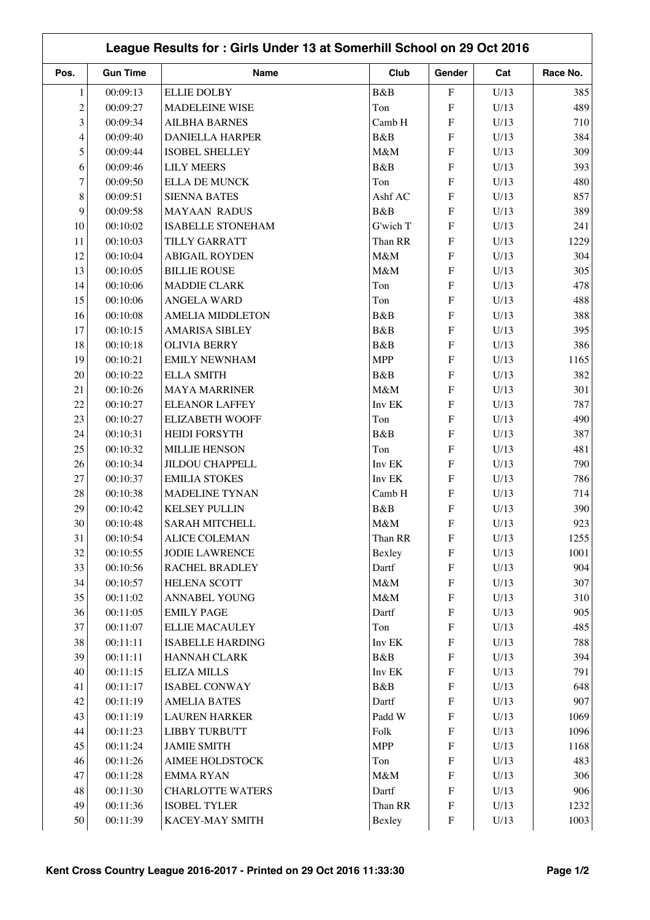## League Results for : Girls Under 13 at Somerhill School on 29 Oct 2016

| Pos. | Gun Time | Name | Club | Gender | Cat | Race No. |
|---|---|---|---|---|---|---|
| 1 | 00:09:13 | ELLIE DOLBY | B&B | F | U/13 | 385 |
| 2 | 00:09:27 | MADELEINE WISE | Ton | F | U/13 | 489 |
| 3 | 00:09:34 | AILBHA BARNES | Camb H | F | U/13 | 710 |
| 4 | 00:09:40 | DANIELLA HARPER | B&B | F | U/13 | 384 |
| 5 | 00:09:44 | ISOBEL SHELLEY | M&M | F | U/13 | 309 |
| 6 | 00:09:46 | LILY MEERS | B&B | F | U/13 | 393 |
| 7 | 00:09:50 | ELLA DE MUNCK | Ton | F | U/13 | 480 |
| 8 | 00:09:51 | SIENNA BATES | Ashf AC | F | U/13 | 857 |
| 9 | 00:09:58 | MAYAAN RADUS | B&B | F | U/13 | 389 |
| 10 | 00:10:02 | ISABELLE STONEHAM | G'wich T | F | U/13 | 241 |
| 11 | 00:10:03 | TILLY GARRATT | Than RR | F | U/13 | 1229 |
| 12 | 00:10:04 | ABIGAIL ROYDEN | M&M | F | U/13 | 304 |
| 13 | 00:10:05 | BILLIE ROUSE | M&M | F | U/13 | 305 |
| 14 | 00:10:06 | MADDIE CLARK | Ton | F | U/13 | 478 |
| 15 | 00:10:06 | ANGELA WARD | Ton | F | U/13 | 488 |
| 16 | 00:10:08 | AMELIA MIDDLETON | B&B | F | U/13 | 388 |
| 17 | 00:10:15 | AMARISA SIBLEY | B&B | F | U/13 | 395 |
| 18 | 00:10:18 | OLIVIA BERRY | B&B | F | U/13 | 386 |
| 19 | 00:10:21 | EMILY NEWNHAM | MPP | F | U/13 | 1165 |
| 20 | 00:10:22 | ELLA SMITH | B&B | F | U/13 | 382 |
| 21 | 00:10:26 | MAYA MARRINER | M&M | F | U/13 | 301 |
| 22 | 00:10:27 | ELEANOR LAFFEY | Inv EK | F | U/13 | 787 |
| 23 | 00:10:27 | ELIZABETH WOOFF | Ton | F | U/13 | 490 |
| 24 | 00:10:31 | HEIDI FORSYTH | B&B | F | U/13 | 387 |
| 25 | 00:10:32 | MILLIE HENSON | Ton | F | U/13 | 481 |
| 26 | 00:10:34 | JILDOU CHAPPELL | Inv EK | F | U/13 | 790 |
| 27 | 00:10:37 | EMILIA STOKES | Inv EK | F | U/13 | 786 |
| 28 | 00:10:38 | MADELINE TYNAN | Camb H | F | U/13 | 714 |
| 29 | 00:10:42 | KELSEY PULLIN | B&B | F | U/13 | 390 |
| 30 | 00:10:48 | SARAH MITCHELL | M&M | F | U/13 | 923 |
| 31 | 00:10:54 | ALICE COLEMAN | Than RR | F | U/13 | 1255 |
| 32 | 00:10:55 | JODIE LAWRENCE | Bexley | F | U/13 | 1001 |
| 33 | 00:10:56 | RACHEL BRADLEY | Dartf | F | U/13 | 904 |
| 34 | 00:10:57 | HELENA SCOTT | M&M | F | U/13 | 307 |
| 35 | 00:11:02 | ANNABEL YOUNG | M&M | F | U/13 | 310 |
| 36 | 00:11:05 | EMILY PAGE | Dartf | F | U/13 | 905 |
| 37 | 00:11:07 | ELLIE MACAULEY | Ton | F | U/13 | 485 |
| 38 | 00:11:11 | ISABELLE HARDING | Inv EK | F | U/13 | 788 |
| 39 | 00:11:11 | HANNAH CLARK | B&B | F | U/13 | 394 |
| 40 | 00:11:15 | ELIZA MILLS | Inv EK | F | U/13 | 791 |
| 41 | 00:11:17 | ISABEL CONWAY | B&B | F | U/13 | 648 |
| 42 | 00:11:19 | AMELIA BATES | Dartf | F | U/13 | 907 |
| 43 | 00:11:19 | LAUREN HARKER | Padd W | F | U/13 | 1069 |
| 44 | 00:11:23 | LIBBY TURBUTT | Folk | F | U/13 | 1096 |
| 45 | 00:11:24 | JAMIE SMITH | MPP | F | U/13 | 1168 |
| 46 | 00:11:26 | AIMEE HOLDSTOCK | Ton | F | U/13 | 483 |
| 47 | 00:11:28 | EMMA RYAN | M&M | F | U/13 | 306 |
| 48 | 00:11:30 | CHARLOTTE WATERS | Dartf | F | U/13 | 906 |
| 49 | 00:11:36 | ISOBEL TYLER | Than RR | F | U/13 | 1232 |
| 50 | 00:11:39 | KACEY-MAY SMITH | Bexley | F | U/13 | 1003 |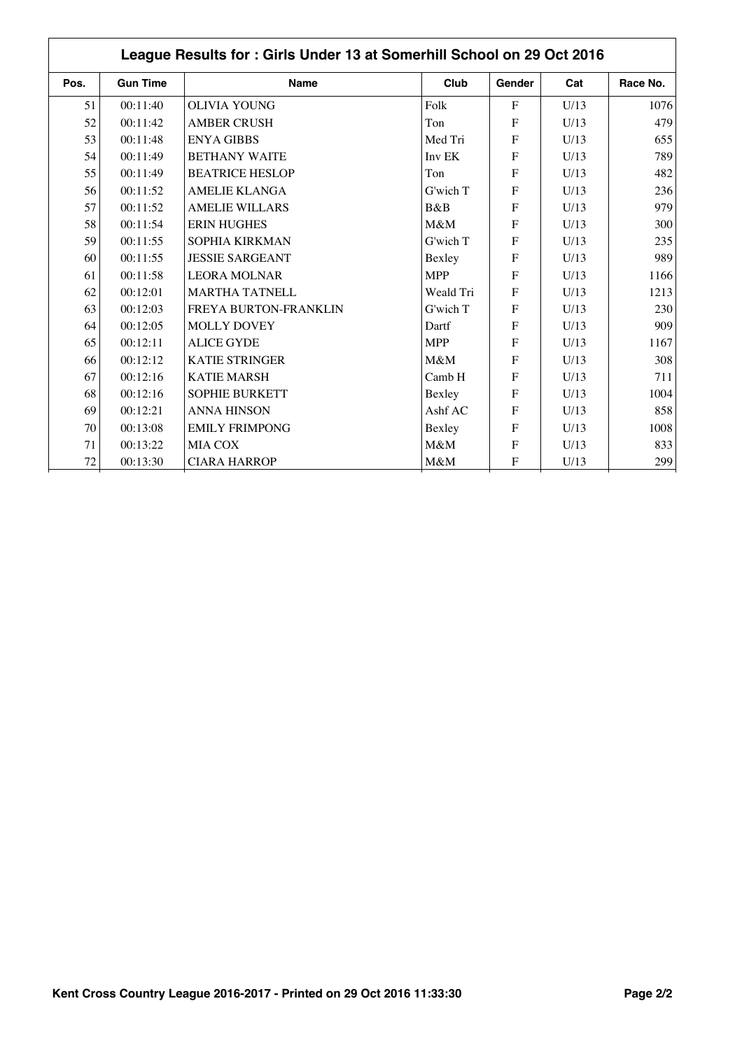## League Results for : Girls Under 13 at Somerhill School on 29 Oct 2016

| Pos. | Gun Time | Name | Club | Gender | Cat | Race No. |
|---|---|---|---|---|---|---|
| 51 | 00:11:40 | OLIVIA YOUNG | Folk | F | U/13 | 1076 |
| 52 | 00:11:42 | AMBER CRUSH | Ton | F | U/13 | 479 |
| 53 | 00:11:48 | ENYA GIBBS | Med Tri | F | U/13 | 655 |
| 54 | 00:11:49 | BETHANY WAITE | Inv EK | F | U/13 | 789 |
| 55 | 00:11:49 | BEATRICE HESLOP | Ton | F | U/13 | 482 |
| 56 | 00:11:52 | AMELIE KLANGA | G'wich T | F | U/13 | 236 |
| 57 | 00:11:52 | AMELIE WILLARS | B&B | F | U/13 | 979 |
| 58 | 00:11:54 | ERIN HUGHES | M&M | F | U/13 | 300 |
| 59 | 00:11:55 | SOPHIA KIRKMAN | G'wich T | F | U/13 | 235 |
| 60 | 00:11:55 | JESSIE SARGEANT | Bexley | F | U/13 | 989 |
| 61 | 00:11:58 | LEORA MOLNAR | MPP | F | U/13 | 1166 |
| 62 | 00:12:01 | MARTHA TATNELL | Weald Tri | F | U/13 | 1213 |
| 63 | 00:12:03 | FREYA BURTON-FRANKLIN | G'wich T | F | U/13 | 230 |
| 64 | 00:12:05 | MOLLY DOVEY | Dartf | F | U/13 | 909 |
| 65 | 00:12:11 | ALICE GYDE | MPP | F | U/13 | 1167 |
| 66 | 00:12:12 | KATIE STRINGER | M&M | F | U/13 | 308 |
| 67 | 00:12:16 | KATIE MARSH | Camb H | F | U/13 | 711 |
| 68 | 00:12:16 | SOPHIE BURKETT | Bexley | F | U/13 | 1004 |
| 69 | 00:12:21 | ANNA HINSON | Ashf AC | F | U/13 | 858 |
| 70 | 00:13:08 | EMILY FRIMPONG | Bexley | F | U/13 | 1008 |
| 71 | 00:13:22 | MIA COX | M&M | F | U/13 | 833 |
| 72 | 00:13:30 | CIARA HARROP | M&M | F | U/13 | 299 |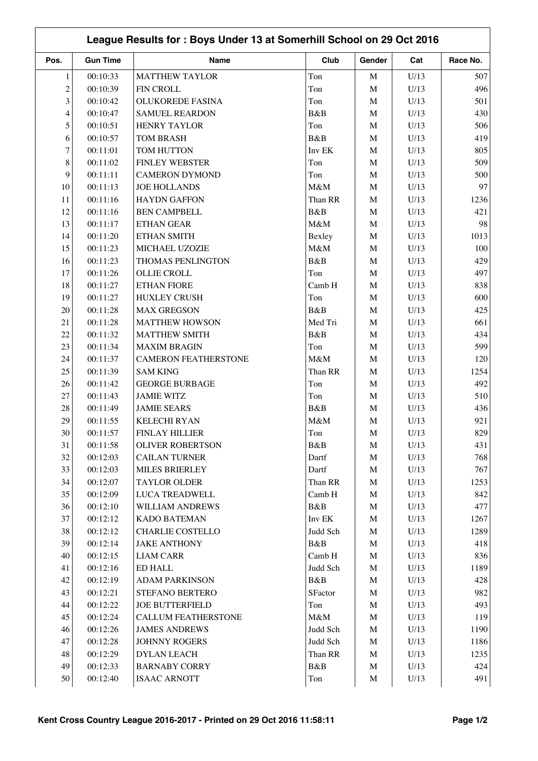# League Results for : Boys Under 13 at Somerhill School on 29 Oct 2016

| Pos. | Gun Time | Name | Club | Gender | Cat | Race No. |
|---|---|---|---|---|---|---|
| 1 | 00:10:33 | MATTHEW TAYLOR | Ton | M | U/13 | 507 |
| 2 | 00:10:39 | FIN CROLL | Ton | M | U/13 | 496 |
| 3 | 00:10:42 | OLUKOREDE FASINA | Ton | M | U/13 | 501 |
| 4 | 00:10:47 | SAMUEL REARDON | B&B | M | U/13 | 430 |
| 5 | 00:10:51 | HENRY TAYLOR | Ton | M | U/13 | 506 |
| 6 | 00:10:57 | TOM BRASH | B&B | M | U/13 | 419 |
| 7 | 00:11:01 | TOM HUTTON | Inv EK | M | U/13 | 805 |
| 8 | 00:11:02 | FINLEY WEBSTER | Ton | M | U/13 | 509 |
| 9 | 00:11:11 | CAMERON DYMOND | Ton | M | U/13 | 500 |
| 10 | 00:11:13 | JOE HOLLANDS | M&M | M | U/13 | 97 |
| 11 | 00:11:16 | HAYDN GAFFON | Than RR | M | U/13 | 1236 |
| 12 | 00:11:16 | BEN CAMPBELL | B&B | M | U/13 | 421 |
| 13 | 00:11:17 | ETHAN GEAR | M&M | M | U/13 | 98 |
| 14 | 00:11:20 | ETHAN SMITH | Bexley | M | U/13 | 1013 |
| 15 | 00:11:23 | MICHAEL UZOZIE | M&M | M | U/13 | 100 |
| 16 | 00:11:23 | THOMAS PENLINGTON | B&B | M | U/13 | 429 |
| 17 | 00:11:26 | OLLIE CROLL | Ton | M | U/13 | 497 |
| 18 | 00:11:27 | ETHAN FIORE | Camb H | M | U/13 | 838 |
| 19 | 00:11:27 | HUXLEY CRUSH | Ton | M | U/13 | 600 |
| 20 | 00:11:28 | MAX GREGSON | B&B | M | U/13 | 425 |
| 21 | 00:11:28 | MATTHEW HOWSON | Med Tri | M | U/13 | 661 |
| 22 | 00:11:32 | MATTHEW SMITH | B&B | M | U/13 | 434 |
| 23 | 00:11:34 | MAXIM BRAGIN | Ton | M | U/13 | 599 |
| 24 | 00:11:37 | CAMERON FEATHERSTONE | M&M | M | U/13 | 120 |
| 25 | 00:11:39 | SAM KING | Than RR | M | U/13 | 1254 |
| 26 | 00:11:42 | GEORGE BURBAGE | Ton | M | U/13 | 492 |
| 27 | 00:11:43 | JAMIE WITZ | Ton | M | U/13 | 510 |
| 28 | 00:11:49 | JAMIE SEARS | B&B | M | U/13 | 436 |
| 29 | 00:11:55 | KELECHI RYAN | M&M | M | U/13 | 921 |
| 30 | 00:11:57 | FINLAY HILLIER | Ton | M | U/13 | 829 |
| 31 | 00:11:58 | OLIVER ROBERTSON | B&B | M | U/13 | 431 |
| 32 | 00:12:03 | CAILAN TURNER | Dartf | M | U/13 | 768 |
| 33 | 00:12:03 | MILES BRIERLEY | Dartf | M | U/13 | 767 |
| 34 | 00:12:07 | TAYLOR OLDER | Than RR | M | U/13 | 1253 |
| 35 | 00:12:09 | LUCA TREADWELL | Camb H | M | U/13 | 842 |
| 36 | 00:12:10 | WILLIAM ANDREWS | B&B | M | U/13 | 477 |
| 37 | 00:12:12 | KADO BATEMAN | Inv EK | M | U/13 | 1267 |
| 38 | 00:12:12 | CHARLIE COSTELLO | Judd Sch | M | U/13 | 1289 |
| 39 | 00:12:14 | JAKE ANTHONY | B&B | M | U/13 | 418 |
| 40 | 00:12:15 | LIAM CARR | Camb H | M | U/13 | 836 |
| 41 | 00:12:16 | ED HALL | Judd Sch | M | U/13 | 1189 |
| 42 | 00:12:19 | ADAM PARKINSON | B&B | M | U/13 | 428 |
| 43 | 00:12:21 | STEFANO BERTERO | SFactor | M | U/13 | 982 |
| 44 | 00:12:22 | JOE BUTTERFIELD | Ton | M | U/13 | 493 |
| 45 | 00:12:24 | CALLUM FEATHERSTONE | M&M | M | U/13 | 119 |
| 46 | 00:12:26 | JAMES ANDREWS | Judd Sch | M | U/13 | 1190 |
| 47 | 00:12:28 | JOHNNY ROGERS | Judd Sch | M | U/13 | 1186 |
| 48 | 00:12:29 | DYLAN LEACH | Than RR | M | U/13 | 1235 |
| 49 | 00:12:33 | BARNABY CORRY | B&B | M | U/13 | 424 |
| 50 | 00:12:40 | ISAAC ARNOTT | Ton | M | U/13 | 491 |

Kent Cross Country League 2016-2017 - Printed on 29 Oct 2016 11:58:11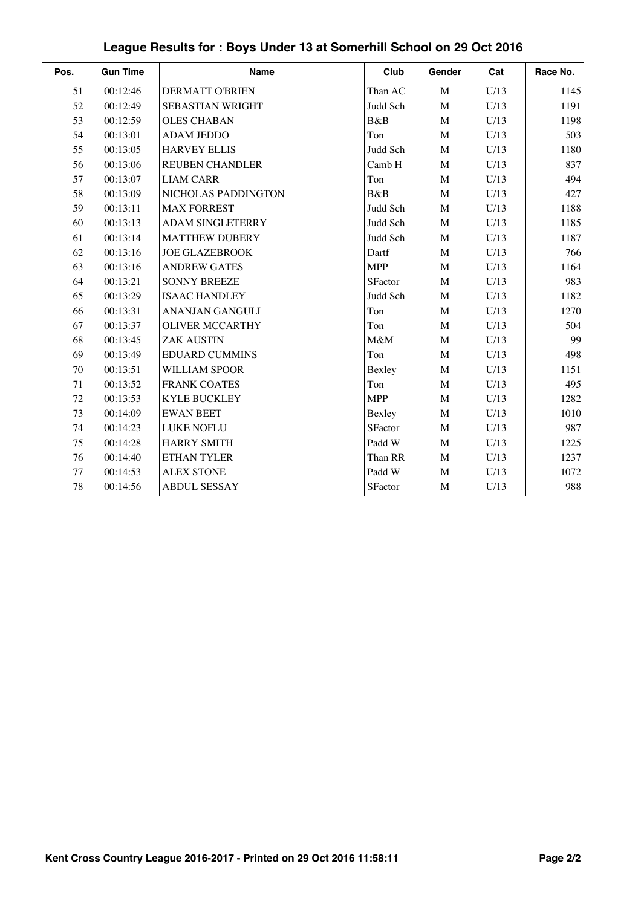## League Results for : Boys Under 13 at Somerhill School on 29 Oct 2016

| Pos. | Gun Time | Name | Club | Gender | Cat | Race No. |
|---|---|---|---|---|---|---|
| 51 | 00:12:46 | DERMATT O'BRIEN | Than AC | M | U/13 | 1145 |
| 52 | 00:12:49 | SEBASTIAN WRIGHT | Judd Sch | M | U/13 | 1191 |
| 53 | 00:12:59 | OLES CHABAN | B&B | M | U/13 | 1198 |
| 54 | 00:13:01 | ADAM JEDDO | Ton | M | U/13 | 503 |
| 55 | 00:13:05 | HARVEY ELLIS | Judd Sch | M | U/13 | 1180 |
| 56 | 00:13:06 | REUBEN CHANDLER | Camb H | M | U/13 | 837 |
| 57 | 00:13:07 | LIAM CARR | Ton | M | U/13 | 494 |
| 58 | 00:13:09 | NICHOLAS PADDINGTON | B&B | M | U/13 | 427 |
| 59 | 00:13:11 | MAX FORREST | Judd Sch | M | U/13 | 1188 |
| 60 | 00:13:13 | ADAM SINGLETERRY | Judd Sch | M | U/13 | 1185 |
| 61 | 00:13:14 | MATTHEW DUBERY | Judd Sch | M | U/13 | 1187 |
| 62 | 00:13:16 | JOE GLAZEBROOK | Dartf | M | U/13 | 766 |
| 63 | 00:13:16 | ANDREW GATES | MPP | M | U/13 | 1164 |
| 64 | 00:13:21 | SONNY BREEZE | SFactor | M | U/13 | 983 |
| 65 | 00:13:29 | ISAAC HANDLEY | Judd Sch | M | U/13 | 1182 |
| 66 | 00:13:31 | ANANJAN GANGULI | Ton | M | U/13 | 1270 |
| 67 | 00:13:37 | OLIVER MCCARTHY | Ton | M | U/13 | 504 |
| 68 | 00:13:45 | ZAK AUSTIN | M&M | M | U/13 | 99 |
| 69 | 00:13:49 | EDUARD CUMMINS | Ton | M | U/13 | 498 |
| 70 | 00:13:51 | WILLIAM SPOOR | Bexley | M | U/13 | 1151 |
| 71 | 00:13:52 | FRANK COATES | Ton | M | U/13 | 495 |
| 72 | 00:13:53 | KYLE BUCKLEY | MPP | M | U/13 | 1282 |
| 73 | 00:14:09 | EWAN BEET | Bexley | M | U/13 | 1010 |
| 74 | 00:14:23 | LUKE NOFLU | SFactor | M | U/13 | 987 |
| 75 | 00:14:28 | HARRY SMITH | Padd W | M | U/13 | 1225 |
| 76 | 00:14:40 | ETHAN TYLER | Than RR | M | U/13 | 1237 |
| 77 | 00:14:53 | ALEX STONE | Padd W | M | U/13 | 1072 |
| 78 | 00:14:56 | ABDUL SESSAY | SFactor | M | U/13 | 988 |

Kent Cross Country League 2016-2017 - Printed on 29 Oct 2016 11:58:11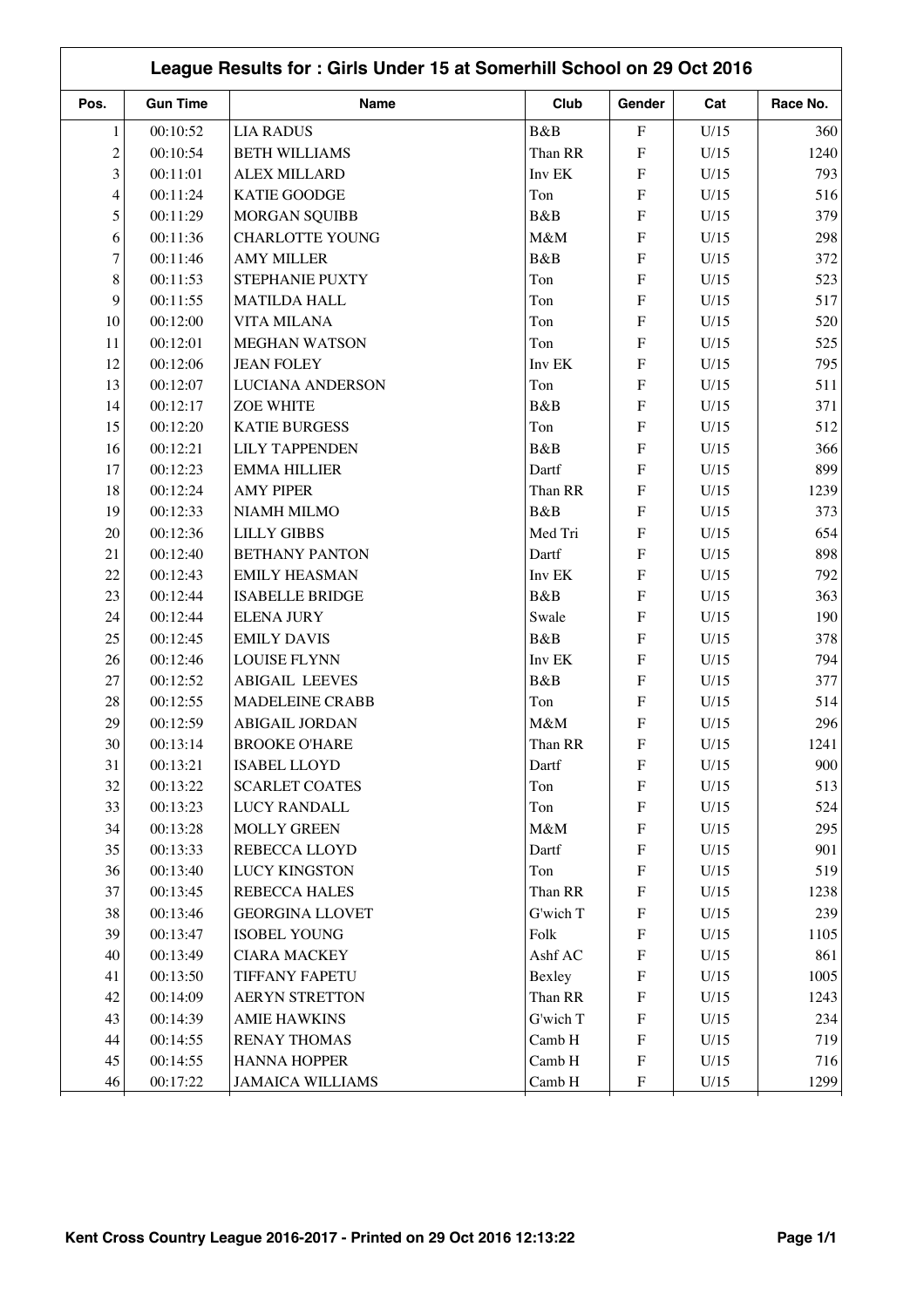## League Results for : Girls Under 15 at Somerhill School on 29 Oct 2016

| Pos. | Gun Time | Name | Club | Gender | Cat | Race No. |
|---|---|---|---|---|---|---|
| 1 | 00:10:52 | LIA RADUS | B&B | F | U/15 | 360 |
| 2 | 00:10:54 | BETH WILLIAMS | Than RR | F | U/15 | 1240 |
| 3 | 00:11:01 | ALEX MILLARD | Inv EK | F | U/15 | 793 |
| 4 | 00:11:24 | KATIE GOODGE | Ton | F | U/15 | 516 |
| 5 | 00:11:29 | MORGAN SQUIBB | B&B | F | U/15 | 379 |
| 6 | 00:11:36 | CHARLOTTE YOUNG | M&M | F | U/15 | 298 |
| 7 | 00:11:46 | AMY MILLER | B&B | F | U/15 | 372 |
| 8 | 00:11:53 | STEPHANIE PUXTY | Ton | F | U/15 | 523 |
| 9 | 00:11:55 | MATILDA HALL | Ton | F | U/15 | 517 |
| 10 | 00:12:00 | VITA MILANA | Ton | F | U/15 | 520 |
| 11 | 00:12:01 | MEGHAN WATSON | Ton | F | U/15 | 525 |
| 12 | 00:12:06 | JEAN FOLEY | Inv EK | F | U/15 | 795 |
| 13 | 00:12:07 | LUCIANA ANDERSON | Ton | F | U/15 | 511 |
| 14 | 00:12:17 | ZOE WHITE | B&B | F | U/15 | 371 |
| 15 | 00:12:20 | KATIE BURGESS | Ton | F | U/15 | 512 |
| 16 | 00:12:21 | LILY TAPPENDEN | B&B | F | U/15 | 366 |
| 17 | 00:12:23 | EMMA HILLIER | Dartf | F | U/15 | 899 |
| 18 | 00:12:24 | AMY PIPER | Than RR | F | U/15 | 1239 |
| 19 | 00:12:33 | NIAMH MILMO | B&B | F | U/15 | 373 |
| 20 | 00:12:36 | LILLY GIBBS | Med Tri | F | U/15 | 654 |
| 21 | 00:12:40 | BETHANY PANTON | Dartf | F | U/15 | 898 |
| 22 | 00:12:43 | EMILY HEASMAN | Inv EK | F | U/15 | 792 |
| 23 | 00:12:44 | ISABELLE BRIDGE | B&B | F | U/15 | 363 |
| 24 | 00:12:44 | ELENA JURY | Swale | F | U/15 | 190 |
| 25 | 00:12:45 | EMILY DAVIS | B&B | F | U/15 | 378 |
| 26 | 00:12:46 | LOUISE FLYNN | Inv EK | F | U/15 | 794 |
| 27 | 00:12:52 | ABIGAIL LEEVES | B&B | F | U/15 | 377 |
| 28 | 00:12:55 | MADELEINE CRABB | Ton | F | U/15 | 514 |
| 29 | 00:12:59 | ABIGAIL JORDAN | M&M | F | U/15 | 296 |
| 30 | 00:13:14 | BROOKE O'HARE | Than RR | F | U/15 | 1241 |
| 31 | 00:13:21 | ISABEL LLOYD | Dartf | F | U/15 | 900 |
| 32 | 00:13:22 | SCARLET COATES | Ton | F | U/15 | 513 |
| 33 | 00:13:23 | LUCY RANDALL | Ton | F | U/15 | 524 |
| 34 | 00:13:28 | MOLLY GREEN | M&M | F | U/15 | 295 |
| 35 | 00:13:33 | REBECCA LLOYD | Dartf | F | U/15 | 901 |
| 36 | 00:13:40 | LUCY KINGSTON | Ton | F | U/15 | 519 |
| 37 | 00:13:45 | REBECCA HALES | Than RR | F | U/15 | 1238 |
| 38 | 00:13:46 | GEORGINA LLOVET | G'wich T | F | U/15 | 239 |
| 39 | 00:13:47 | ISOBEL YOUNG | Folk | F | U/15 | 1105 |
| 40 | 00:13:49 | CIARA MACKEY | Ashf AC | F | U/15 | 861 |
| 41 | 00:13:50 | TIFFANY FAPETU | Bexley | F | U/15 | 1005 |
| 42 | 00:14:09 | AERYN STRETTON | Than RR | F | U/15 | 1243 |
| 43 | 00:14:39 | AMIE HAWKINS | G'wich T | F | U/15 | 234 |
| 44 | 00:14:55 | RENAY THOMAS | Camb H | F | U/15 | 719 |
| 45 | 00:14:55 | HANNA HOPPER | Camb H | F | U/15 | 716 |
| 46 | 00:17:22 | JAMAICA WILLIAMS | Camb H | F | U/15 | 1299 |

Kent Cross Country League 2016-2017 - Printed on 29 Oct 2016 12:13:22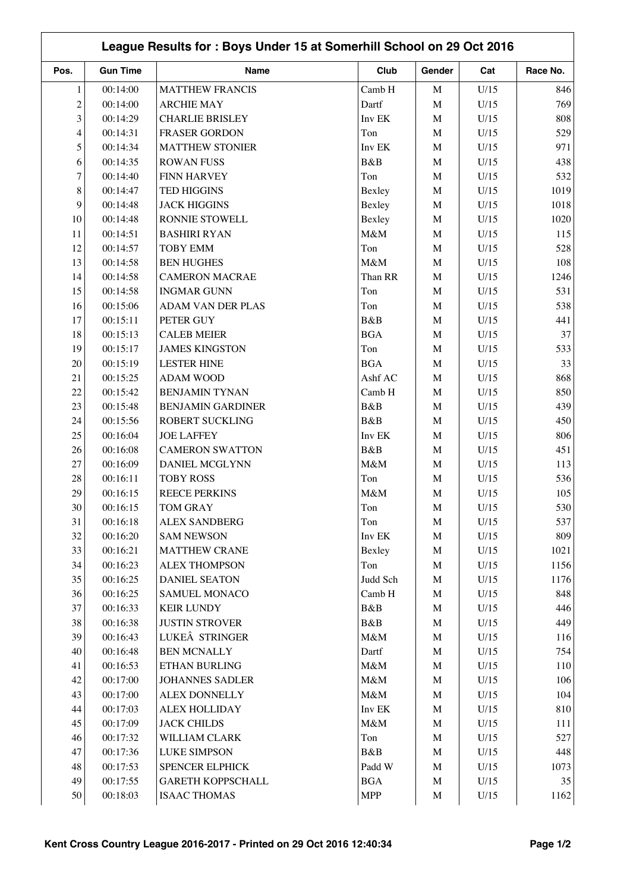## League Results for : Boys Under 15 at Somerhill School on 29 Oct 2016

| Pos. | Gun Time | Name | Club | Gender | Cat | Race No. |
|---|---|---|---|---|---|---|
| 1 | 00:14:00 | MATTHEW FRANCIS | Camb H | M | U/15 | 846 |
| 2 | 00:14:00 | ARCHIE MAY | Dartf | M | U/15 | 769 |
| 3 | 00:14:29 | CHARLIE BRISLEY | Inv EK | M | U/15 | 808 |
| 4 | 00:14:31 | FRASER GORDON | Ton | M | U/15 | 529 |
| 5 | 00:14:34 | MATTHEW STONIER | Inv EK | M | U/15 | 971 |
| 6 | 00:14:35 | ROWAN FUSS | B&B | M | U/15 | 438 |
| 7 | 00:14:40 | FINN HARVEY | Ton | M | U/15 | 532 |
| 8 | 00:14:47 | TED HIGGINS | Bexley | M | U/15 | 1019 |
| 9 | 00:14:48 | JACK HIGGINS | Bexley | M | U/15 | 1018 |
| 10 | 00:14:48 | RONNIE STOWELL | Bexley | M | U/15 | 1020 |
| 11 | 00:14:51 | BASHIRI RYAN | M&M | M | U/15 | 115 |
| 12 | 00:14:57 | TOBY EMM | Ton | M | U/15 | 528 |
| 13 | 00:14:58 | BEN HUGHES | M&M | M | U/15 | 108 |
| 14 | 00:14:58 | CAMERON MACRAE | Than RR | M | U/15 | 1246 |
| 15 | 00:14:58 | INGMAR GUNN | Ton | M | U/15 | 531 |
| 16 | 00:15:06 | ADAM VAN DER PLAS | Ton | M | U/15 | 538 |
| 17 | 00:15:11 | PETER GUY | B&B | M | U/15 | 441 |
| 18 | 00:15:13 | CALEB MEIER | BGA | M | U/15 | 37 |
| 19 | 00:15:17 | JAMES KINGSTON | Ton | M | U/15 | 533 |
| 20 | 00:15:19 | LESTER HINE | BGA | M | U/15 | 33 |
| 21 | 00:15:25 | ADAM WOOD | Ashf AC | M | U/15 | 868 |
| 22 | 00:15:42 | BENJAMIN TYNAN | Camb H | M | U/15 | 850 |
| 23 | 00:15:48 | BENJAMIN GARDINER | B&B | M | U/15 | 439 |
| 24 | 00:15:56 | ROBERT SUCKLING | B&B | M | U/15 | 450 |
| 25 | 00:16:04 | JOE LAFFEY | Inv EK | M | U/15 | 806 |
| 26 | 00:16:08 | CAMERON SWATTON | B&B | M | U/15 | 451 |
| 27 | 00:16:09 | DANIEL MCGLYNN | M&M | M | U/15 | 113 |
| 28 | 00:16:11 | TOBY ROSS | Ton | M | U/15 | 536 |
| 29 | 00:16:15 | REECE PERKINS | M&M | M | U/15 | 105 |
| 30 | 00:16:15 | TOM GRAY | Ton | M | U/15 | 530 |
| 31 | 00:16:18 | ALEX SANDBERG | Ton | M | U/15 | 537 |
| 32 | 00:16:20 | SAM NEWSON | Inv EK | M | U/15 | 809 |
| 33 | 00:16:21 | MATTHEW CRANE | Bexley | M | U/15 | 1021 |
| 34 | 00:16:23 | ALEX THOMPSON | Ton | M | U/15 | 1156 |
| 35 | 00:16:25 | DANIEL SEATON | Judd Sch | M | U/15 | 1176 |
| 36 | 00:16:25 | SAMUEL MONACO | Camb H | M | U/15 | 848 |
| 37 | 00:16:33 | KEIR LUNDY | B&B | M | U/15 | 446 |
| 38 | 00:16:38 | JUSTIN STROVER | B&B | M | U/15 | 449 |
| 39 | 00:16:43 | LUKEÂ STRINGER | M&M | M | U/15 | 116 |
| 40 | 00:16:48 | BEN MCNALLY | Dartf | M | U/15 | 754 |
| 41 | 00:16:53 | ETHAN BURLING | M&M | M | U/15 | 110 |
| 42 | 00:17:00 | JOHANNES SADLER | M&M | M | U/15 | 106 |
| 43 | 00:17:00 | ALEX DONNELLY | M&M | M | U/15 | 104 |
| 44 | 00:17:03 | ALEX HOLLIDAY | Inv EK | M | U/15 | 810 |
| 45 | 00:17:09 | JACK CHILDS | M&M | M | U/15 | 111 |
| 46 | 00:17:32 | WILLIAM CLARK | Ton | M | U/15 | 527 |
| 47 | 00:17:36 | LUKE SIMPSON | B&B | M | U/15 | 448 |
| 48 | 00:17:53 | SPENCER ELPHICK | Padd W | M | U/15 | 1073 |
| 49 | 00:17:55 | GARETH KOPPSCHALL | BGA | M | U/15 | 35 |
| 50 | 00:18:03 | ISAAC THOMAS | MPP | M | U/15 | 1162 |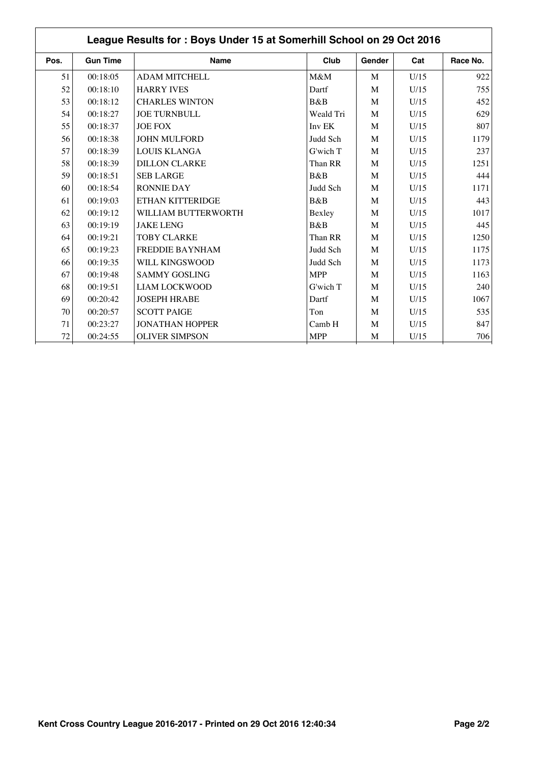## League Results for : Boys Under 15 at Somerhill School on 29 Oct 2016

| Pos. | Gun Time | Name | Club | Gender | Cat | Race No. |
|---|---|---|---|---|---|---|
| 51 | 00:18:05 | ADAM MITCHELL | M&M | M | U/15 | 922 |
| 52 | 00:18:10 | HARRY IVES | Dartf | M | U/15 | 755 |
| 53 | 00:18:12 | CHARLES WINTON | B&B | M | U/15 | 452 |
| 54 | 00:18:27 | JOE TURNBULL | Weald Tri | M | U/15 | 629 |
| 55 | 00:18:37 | JOE FOX | Inv EK | M | U/15 | 807 |
| 56 | 00:18:38 | JOHN MULFORD | Judd Sch | M | U/15 | 1179 |
| 57 | 00:18:39 | LOUIS KLANGA | G'wich T | M | U/15 | 237 |
| 58 | 00:18:39 | DILLON CLARKE | Than RR | M | U/15 | 1251 |
| 59 | 00:18:51 | SEB LARGE | B&B | M | U/15 | 444 |
| 60 | 00:18:54 | RONNIE DAY | Judd Sch | M | U/15 | 1171 |
| 61 | 00:19:03 | ETHAN KITTERIDGE | B&B | M | U/15 | 443 |
| 62 | 00:19:12 | WILLIAM BUTTERWORTH | Bexley | M | U/15 | 1017 |
| 63 | 00:19:19 | JAKE LENG | B&B | M | U/15 | 445 |
| 64 | 00:19:21 | TOBY CLARKE | Than RR | M | U/15 | 1250 |
| 65 | 00:19:23 | FREDDIE BAYNHAM | Judd Sch | M | U/15 | 1175 |
| 66 | 00:19:35 | WILL KINGSWOOD | Judd Sch | M | U/15 | 1173 |
| 67 | 00:19:48 | SAMMY GOSLING | MPP | M | U/15 | 1163 |
| 68 | 00:19:51 | LIAM LOCKWOOD | G'wich T | M | U/15 | 240 |
| 69 | 00:20:42 | JOSEPH HRABE | Dartf | M | U/15 | 1067 |
| 70 | 00:20:57 | SCOTT PAIGE | Ton | M | U/15 | 535 |
| 71 | 00:23:27 | JONATHAN HOPPER | Camb H | M | U/15 | 847 |
| 72 | 00:24:55 | OLIVER SIMPSON | MPP | M | U/15 | 706 |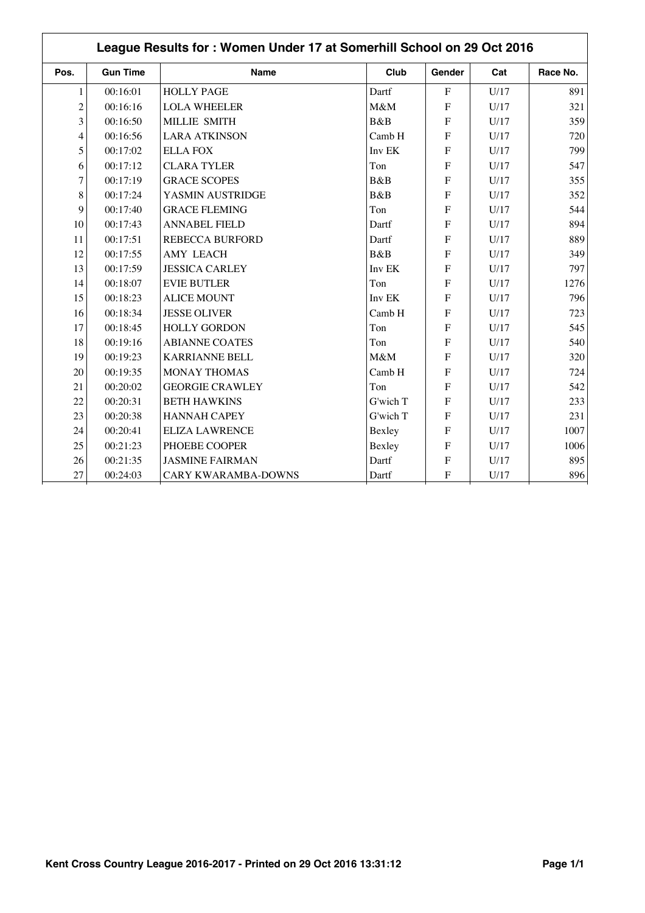## League Results for : Women Under 17 at Somerhill School on 29 Oct 2016

| Pos. | Gun Time | Name | Club | Gender | Cat | Race No. |
|---|---|---|---|---|---|---|
| 1 | 00:16:01 | HOLLY PAGE | Dartf | F | U/17 | 891 |
| 2 | 00:16:16 | LOLA WHEELER | M&M | F | U/17 | 321 |
| 3 | 00:16:50 | MILLIE SMITH | B&B | F | U/17 | 359 |
| 4 | 00:16:56 | LARA ATKINSON | Camb H | F | U/17 | 720 |
| 5 | 00:17:02 | ELLA FOX | Inv EK | F | U/17 | 799 |
| 6 | 00:17:12 | CLARA TYLER | Ton | F | U/17 | 547 |
| 7 | 00:17:19 | GRACE SCOPES | B&B | F | U/17 | 355 |
| 8 | 00:17:24 | YASMIN AUSTRIDGE | B&B | F | U/17 | 352 |
| 9 | 00:17:40 | GRACE FLEMING | Ton | F | U/17 | 544 |
| 10 | 00:17:43 | ANNABEL FIELD | Dartf | F | U/17 | 894 |
| 11 | 00:17:51 | REBECCA BURFORD | Dartf | F | U/17 | 889 |
| 12 | 00:17:55 | AMY LEACH | B&B | F | U/17 | 349 |
| 13 | 00:17:59 | JESSICA CARLEY | Inv EK | F | U/17 | 797 |
| 14 | 00:18:07 | EVIE BUTLER | Ton | F | U/17 | 1276 |
| 15 | 00:18:23 | ALICE MOUNT | Inv EK | F | U/17 | 796 |
| 16 | 00:18:34 | JESSE OLIVER | Camb H | F | U/17 | 723 |
| 17 | 00:18:45 | HOLLY GORDON | Ton | F | U/17 | 545 |
| 18 | 00:19:16 | ABIANNE COATES | Ton | F | U/17 | 540 |
| 19 | 00:19:23 | KARRIANNE BELL | M&M | F | U/17 | 320 |
| 20 | 00:19:35 | MONAY THOMAS | Camb H | F | U/17 | 724 |
| 21 | 00:20:02 | GEORGIE CRAWLEY | Ton | F | U/17 | 542 |
| 22 | 00:20:31 | BETH HAWKINS | G'wich T | F | U/17 | 233 |
| 23 | 00:20:38 | HANNAH CAPEY | G'wich T | F | U/17 | 231 |
| 24 | 00:20:41 | ELIZA LAWRENCE | Bexley | F | U/17 | 1007 |
| 25 | 00:21:23 | PHOEBE COOPER | Bexley | F | U/17 | 1006 |
| 26 | 00:21:35 | JASMINE FAIRMAN | Dartf | F | U/17 | 895 |
| 27 | 00:24:03 | CARY KWARAMBA-DOWNS | Dartf | F | U/17 | 896 |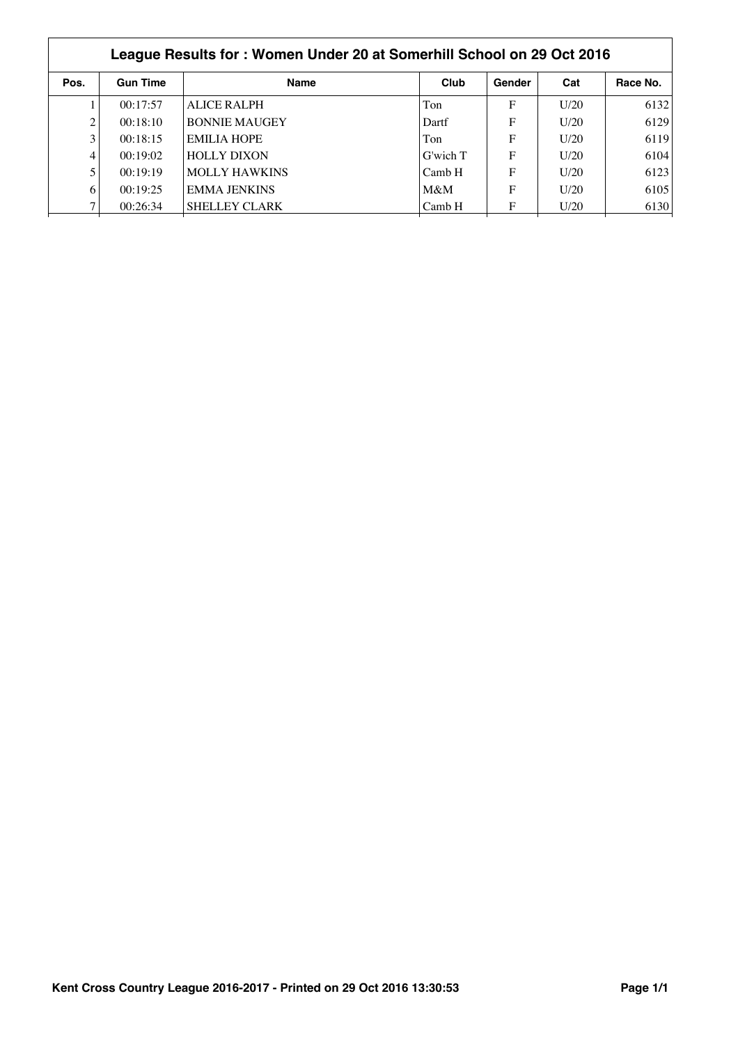## League Results for : Women Under 20 at Somerhill School on 29 Oct 2016

| Pos. | Gun Time | Name | Club | Gender | Cat | Race No. |
|---|---|---|---|---|---|---|
| 1 | 00:17:57 | ALICE RALPH | Ton | F | U/20 | 6132 |
| 2 | 00:18:10 | BONNIE MAUGEY | Dartf | F | U/20 | 6129 |
| 3 | 00:18:15 | EMILIA HOPE | Ton | F | U/20 | 6119 |
| 4 | 00:19:02 | HOLLY DIXON | G'wich T | F | U/20 | 6104 |
| 5 | 00:19:19 | MOLLY HAWKINS | Camb H | F | U/20 | 6123 |
| 6 | 00:19:25 | EMMA JENKINS | M&M | F | U/20 | 6105 |
| 7 | 00:26:34 | SHELLEY CLARK | Camb H | F | U/20 | 6130 |

Kent Cross Country League 2016-2017 - Printed on 29 Oct 2016 13:30:53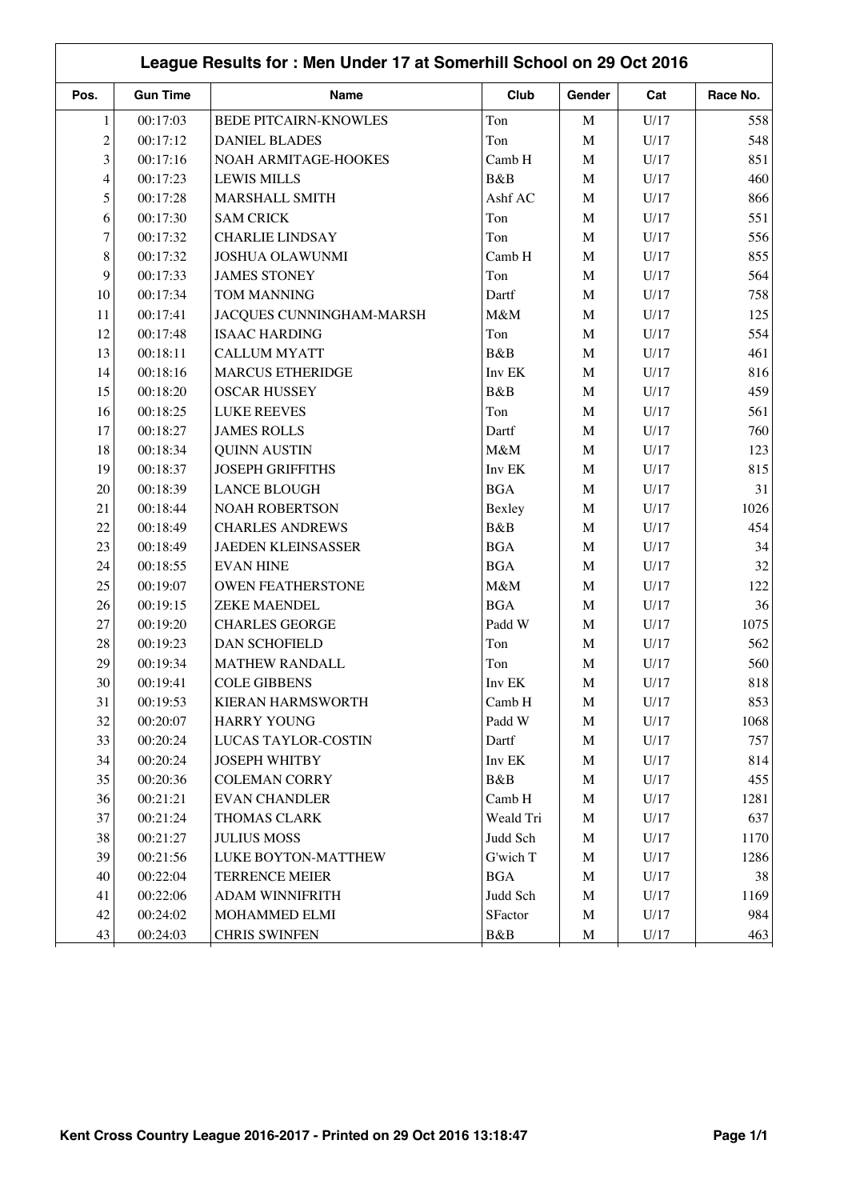# League Results for : Men Under 17 at Somerhill School on 29 Oct 2016

| Pos. | Gun Time | Name | Club | Gender | Cat | Race No. |
|---|---|---|---|---|---|---|
| 1 | 00:17:03 | BEDE PITCAIRN-KNOWLES | Ton | M | U/17 | 558 |
| 2 | 00:17:12 | DANIEL BLADES | Ton | M | U/17 | 548 |
| 3 | 00:17:16 | NOAH ARMITAGE-HOOKES | Camb H | M | U/17 | 851 |
| 4 | 00:17:23 | LEWIS MILLS | B&B | M | U/17 | 460 |
| 5 | 00:17:28 | MARSHALL SMITH | Ashf AC | M | U/17 | 866 |
| 6 | 00:17:30 | SAM CRICK | Ton | M | U/17 | 551 |
| 7 | 00:17:32 | CHARLIE LINDSAY | Ton | M | U/17 | 556 |
| 8 | 00:17:32 | JOSHUA OLAWUNMI | Camb H | M | U/17 | 855 |
| 9 | 00:17:33 | JAMES STONEY | Ton | M | U/17 | 564 |
| 10 | 00:17:34 | TOM MANNING | Dartf | M | U/17 | 758 |
| 11 | 00:17:41 | JACQUES CUNNINGHAM-MARSH | M&M | M | U/17 | 125 |
| 12 | 00:17:48 | ISAAC HARDING | Ton | M | U/17 | 554 |
| 13 | 00:18:11 | CALLUM MYATT | B&B | M | U/17 | 461 |
| 14 | 00:18:16 | MARCUS ETHERIDGE | Inv EK | M | U/17 | 816 |
| 15 | 00:18:20 | OSCAR HUSSEY | B&B | M | U/17 | 459 |
| 16 | 00:18:25 | LUKE REEVES | Ton | M | U/17 | 561 |
| 17 | 00:18:27 | JAMES ROLLS | Dartf | M | U/17 | 760 |
| 18 | 00:18:34 | QUINN AUSTIN | M&M | M | U/17 | 123 |
| 19 | 00:18:37 | JOSEPH GRIFFITHS | Inv EK | M | U/17 | 815 |
| 20 | 00:18:39 | LANCE BLOUGH | BGA | M | U/17 | 31 |
| 21 | 00:18:44 | NOAH ROBERTSON | Bexley | M | U/17 | 1026 |
| 22 | 00:18:49 | CHARLES ANDREWS | B&B | M | U/17 | 454 |
| 23 | 00:18:49 | JAEDEN KLEINSASSER | BGA | M | U/17 | 34 |
| 24 | 00:18:55 | EVAN HINE | BGA | M | U/17 | 32 |
| 25 | 00:19:07 | OWEN FEATHERSTONE | M&M | M | U/17 | 122 |
| 26 | 00:19:15 | ZEKE MAENDEL | BGA | M | U/17 | 36 |
| 27 | 00:19:20 | CHARLES GEORGE | Padd W | M | U/17 | 1075 |
| 28 | 00:19:23 | DAN SCHOFIELD | Ton | M | U/17 | 562 |
| 29 | 00:19:34 | MATHEW RANDALL | Ton | M | U/17 | 560 |
| 30 | 00:19:41 | COLE GIBBENS | Inv EK | M | U/17 | 818 |
| 31 | 00:19:53 | KIERAN HARMSWORTH | Camb H | M | U/17 | 853 |
| 32 | 00:20:07 | HARRY YOUNG | Padd W | M | U/17 | 1068 |
| 33 | 00:20:24 | LUCAS TAYLOR-COSTIN | Dartf | M | U/17 | 757 |
| 34 | 00:20:24 | JOSEPH WHITBY | Inv EK | M | U/17 | 814 |
| 35 | 00:20:36 | COLEMAN CORRY | B&B | M | U/17 | 455 |
| 36 | 00:21:21 | EVAN CHANDLER | Camb H | M | U/17 | 1281 |
| 37 | 00:21:24 | THOMAS CLARK | Weald Tri | M | U/17 | 637 |
| 38 | 00:21:27 | JULIUS MOSS | Judd Sch | M | U/17 | 1170 |
| 39 | 00:21:56 | LUKE BOYTON-MATTHEW | G'wich T | M | U/17 | 1286 |
| 40 | 00:22:04 | TERRENCE MEIER | BGA | M | U/17 | 38 |
| 41 | 00:22:06 | ADAM WINNIFRITH | Judd Sch | M | U/17 | 1169 |
| 42 | 00:24:02 | MOHAMMED ELMI | SFactor | M | U/17 | 984 |
| 43 | 00:24:03 | CHRIS SWINFEN | B&B | M | U/17 | 463 |

Kent Cross Country League 2016-2017 - Printed on 29 Oct 2016 13:18:47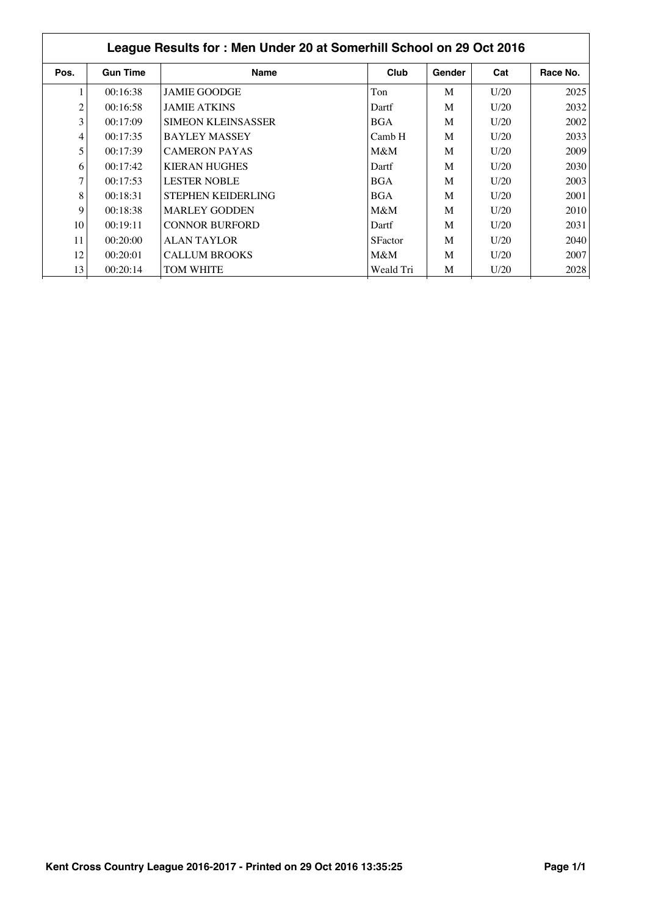| League Results for : Men Under 20 at Somerhill School on 29 Oct 2016 | | | | | | |
|---|---|---|---|---|---|---|
| **Pos.** | **Gun Time** | **Name** | **Club** | **Gender** | **Cat** | **Race No.** |
| 1 | 00:16:38 | JAMIE GOODGE | Ton | M | U/20 | 2025 |
| 2 | 00:16:58 | JAMIE ATKINS | Dartf | M | U/20 | 2032 |
| 3 | 00:17:09 | SIMEON KLEINSASSER | BGA | M | U/20 | 2002 |
| 4 | 00:17:35 | BAYLEY MASSEY | Camb H | M | U/20 | 2033 |
| 5 | 00:17:39 | CAMERON PAYAS | M&M | M | U/20 | 2009 |
| 6 | 00:17:42 | KIERAN HUGHES | Dartf | M | U/20 | 2030 |
| 7 | 00:17:53 | LESTER NOBLE | BGA | M | U/20 | 2003 |
| 8 | 00:18:31 | STEPHEN KEIDERLING | BGA | M | U/20 | 2001 |
| 9 | 00:18:38 | MARLEY GODDEN | M&M | M | U/20 | 2010 |
| 10 | 00:19:11 | CONNOR BURFORD | Dartf | M | U/20 | 2031 |
| 11 | 00:20:00 | ALAN TAYLOR | SFactor | M | U/20 | 2040 |
| 12 | 00:20:01 | CALLUM BROOKS | M&M | M | U/20 | 2007 |
| 13 | 00:20:14 | TOM WHITE | Weald Tri | M | U/20 | 2028 |

**Kent Cross Country League 2016-2017 - Printed on 29 Oct 2016 13:35:25**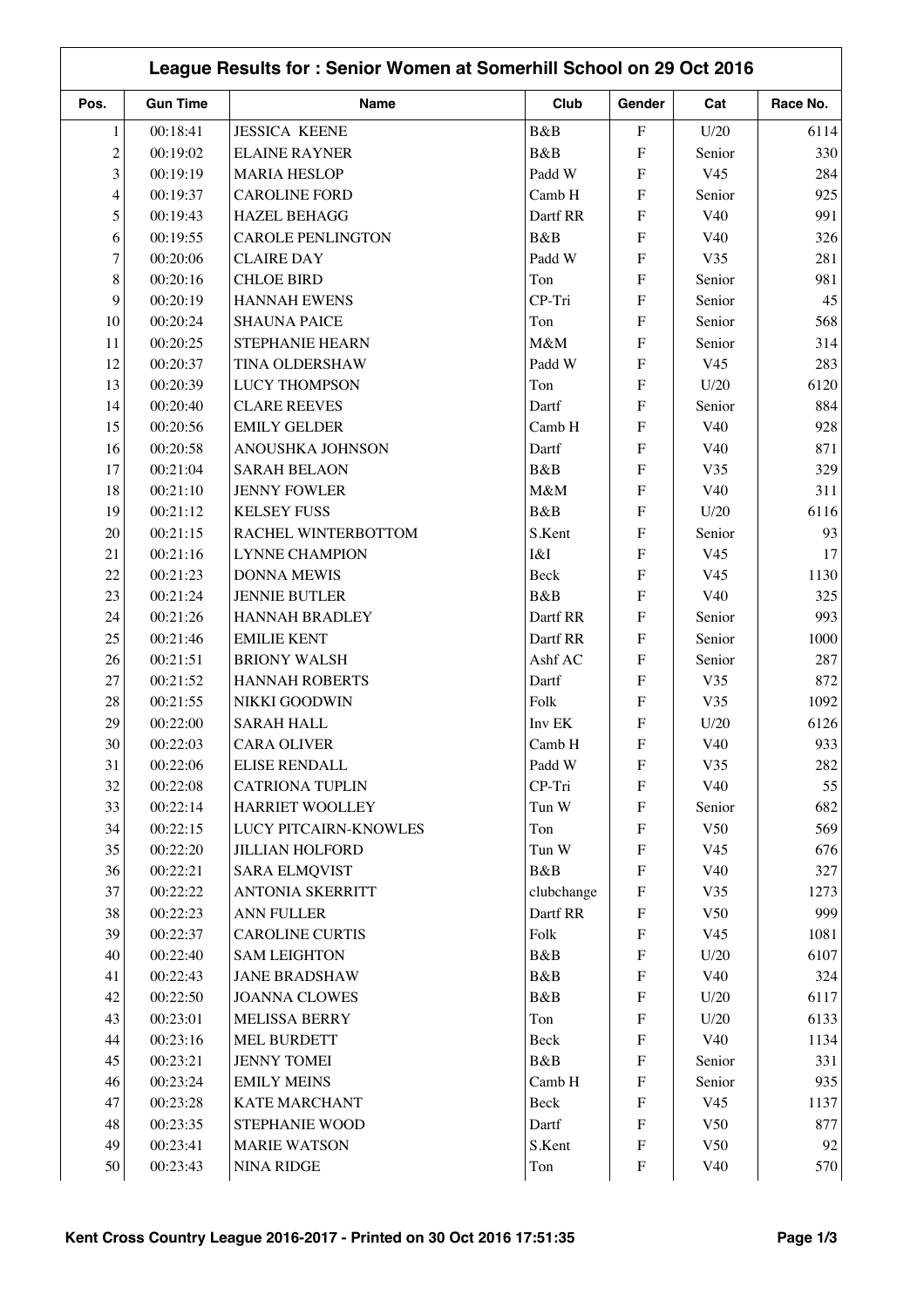## League Results for : Senior Women at Somerhill School on 29 Oct 2016

| Pos. | Gun Time | Name | Club | Gender | Cat | Race No. |
|---|---|---|---|---|---|---|
| 1 | 00:18:41 | JESSICA KEENE | B&B | F | U/20 | 6114 |
| 2 | 00:19:02 | ELAINE RAYNER | B&B | F | Senior | 330 |
| 3 | 00:19:19 | MARIA HESLOP | Padd W | F | V45 | 284 |
| 4 | 00:19:37 | CAROLINE FORD | Camb H | F | Senior | 925 |
| 5 | 00:19:43 | HAZEL BEHAGG | Dartf RR | F | V40 | 991 |
| 6 | 00:19:55 | CAROLE PENLINGTON | B&B | F | V40 | 326 |
| 7 | 00:20:06 | CLAIRE DAY | Padd W | F | V35 | 281 |
| 8 | 00:20:16 | CHLOE BIRD | Ton | F | Senior | 981 |
| 9 | 00:20:19 | HANNAH EWENS | CP-Tri | F | Senior | 45 |
| 10 | 00:20:24 | SHAUNA PAICE | Ton | F | Senior | 568 |
| 11 | 00:20:25 | STEPHANIE HEARN | M&M | F | Senior | 314 |
| 12 | 00:20:37 | TINA OLDERSHAW | Padd W | F | V45 | 283 |
| 13 | 00:20:39 | LUCY THOMPSON | Ton | F | U/20 | 6120 |
| 14 | 00:20:40 | CLARE REEVES | Dartf | F | Senior | 884 |
| 15 | 00:20:56 | EMILY GELDER | Camb H | F | V40 | 928 |
| 16 | 00:20:58 | ANOUSHKA JOHNSON | Dartf | F | V40 | 871 |
| 17 | 00:21:04 | SARAH BELAON | B&B | F | V35 | 329 |
| 18 | 00:21:10 | JENNY FOWLER | M&M | F | V40 | 311 |
| 19 | 00:21:12 | KELSEY FUSS | B&B | F | U/20 | 6116 |
| 20 | 00:21:15 | RACHEL WINTERBOTTOM | S.Kent | F | Senior | 93 |
| 21 | 00:21:16 | LYNNE CHAMPION | I&I | F | V45 | 17 |
| 22 | 00:21:23 | DONNA MEWIS | Beck | F | V45 | 1130 |
| 23 | 00:21:24 | JENNIE BUTLER | B&B | F | V40 | 325 |
| 24 | 00:21:26 | HANNAH BRADLEY | Dartf RR | F | Senior | 993 |
| 25 | 00:21:46 | EMILIE KENT | Dartf RR | F | Senior | 1000 |
| 26 | 00:21:51 | BRIONY WALSH | Ashf AC | F | Senior | 287 |
| 27 | 00:21:52 | HANNAH ROBERTS | Dartf | F | V35 | 872 |
| 28 | 00:21:55 | NIKKI GOODWIN | Folk | F | V35 | 1092 |
| 29 | 00:22:00 | SARAH HALL | Inv EK | F | U/20 | 6126 |
| 30 | 00:22:03 | CARA OLIVER | Camb H | F | V40 | 933 |
| 31 | 00:22:06 | ELISE RENDALL | Padd W | F | V35 | 282 |
| 32 | 00:22:08 | CATRIONA TUPLIN | CP-Tri | F | V40 | 55 |
| 33 | 00:22:14 | HARRIET WOOLLEY | Tun W | F | Senior | 682 |
| 34 | 00:22:15 | LUCY PITCAIRN-KNOWLES | Ton | F | V50 | 569 |
| 35 | 00:22:20 | JILLIAN HOLFORD | Tun W | F | V45 | 676 |
| 36 | 00:22:21 | SARA ELMQVIST | B&B | F | V40 | 327 |
| 37 | 00:22:22 | ANTONIA SKERRITT | clubchange | F | V35 | 1273 |
| 38 | 00:22:23 | ANN FULLER | Dartf RR | F | V50 | 999 |
| 39 | 00:22:37 | CAROLINE CURTIS | Folk | F | V45 | 1081 |
| 40 | 00:22:40 | SAM LEIGHTON | B&B | F | U/20 | 6107 |
| 41 | 00:22:43 | JANE BRADSHAW | B&B | F | V40 | 324 |
| 42 | 00:22:50 | JOANNA CLOWES | B&B | F | U/20 | 6117 |
| 43 | 00:23:01 | MELISSA BERRY | Ton | F | U/20 | 6133 |
| 44 | 00:23:16 | MEL BURDETT | Beck | F | V40 | 1134 |
| 45 | 00:23:21 | JENNY TOMEI | B&B | F | Senior | 331 |
| 46 | 00:23:24 | EMILY MEINS | Camb H | F | Senior | 935 |
| 47 | 00:23:28 | KATE MARCHANT | Beck | F | V45 | 1137 |
| 48 | 00:23:35 | STEPHANIE WOOD | Dartf | F | V50 | 877 |
| 49 | 00:23:41 | MARIE WATSON | S.Kent | F | V50 | 92 |
| 50 | 00:23:43 | NINA RIDGE | Ton | F | V40 | 570 |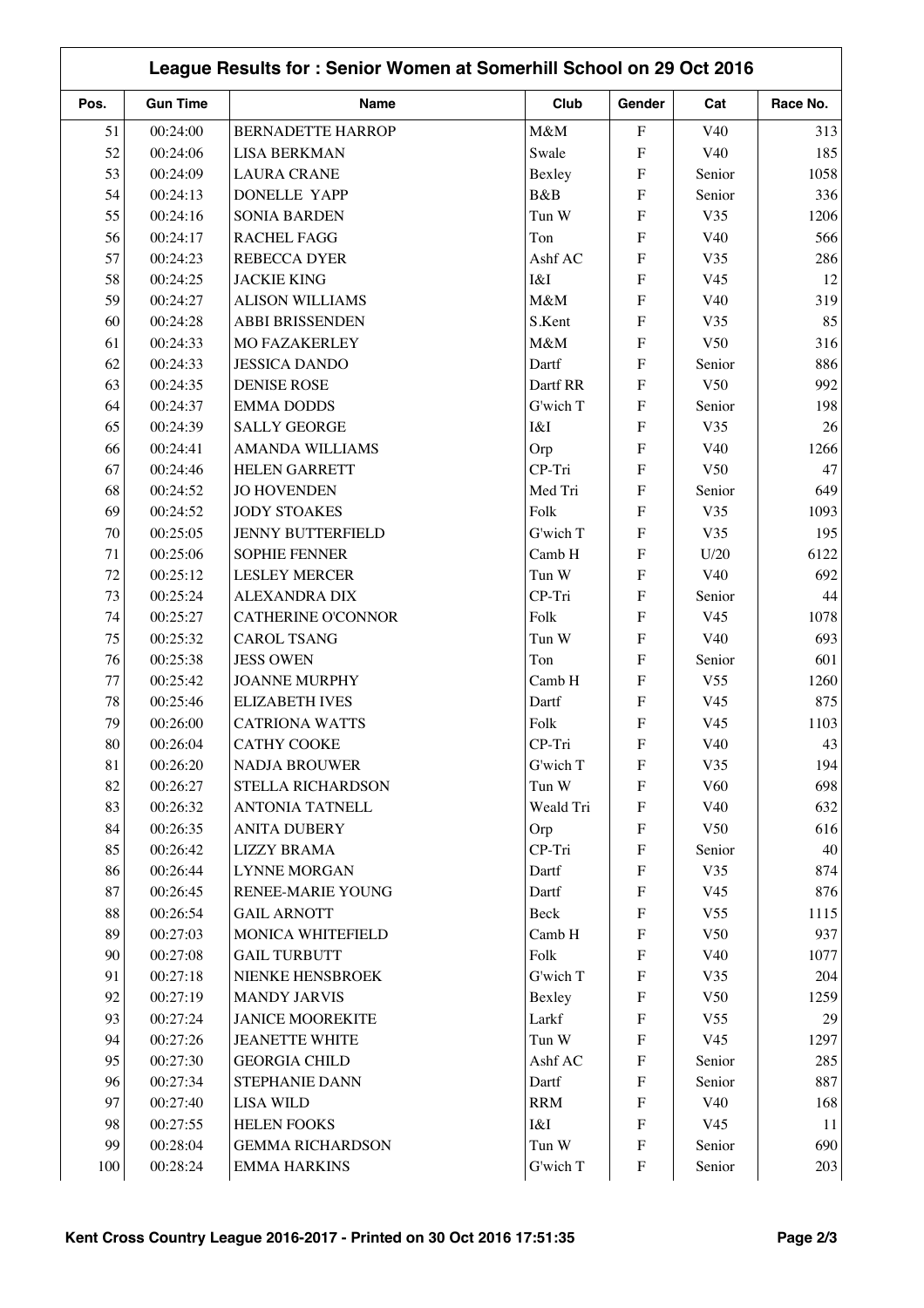## League Results for : Senior Women at Somerhill School on 29 Oct 2016

| Pos. | Gun Time | Name | Club | Gender | Cat | Race No. |
|---|---|---|---|---|---|---|
| 51 | 00:24:00 | BERNADETTE HARROP | M&M | F | V40 | 313 |
| 52 | 00:24:06 | LISA BERKMAN | Swale | F | V40 | 185 |
| 53 | 00:24:09 | LAURA CRANE | Bexley | F | Senior | 1058 |
| 54 | 00:24:13 | DONELLE YAPP | B&B | F | Senior | 336 |
| 55 | 00:24:16 | SONIA BARDEN | Tun W | F | V35 | 1206 |
| 56 | 00:24:17 | RACHEL FAGG | Ton | F | V40 | 566 |
| 57 | 00:24:23 | REBECCA DYER | Ashf AC | F | V35 | 286 |
| 58 | 00:24:25 | JACKIE KING | I&I | F | V45 | 12 |
| 59 | 00:24:27 | ALISON WILLIAMS | M&M | F | V40 | 319 |
| 60 | 00:24:28 | ABBI BRISSENDEN | S.Kent | F | V35 | 85 |
| 61 | 00:24:33 | MO FAZAKERLEY | M&M | F | V50 | 316 |
| 62 | 00:24:33 | JESSICA DANDO | Dartf | F | Senior | 886 |
| 63 | 00:24:35 | DENISE ROSE | Dartf RR | F | V50 | 992 |
| 64 | 00:24:37 | EMMA DODDS | G'wich T | F | Senior | 198 |
| 65 | 00:24:39 | SALLY GEORGE | I&I | F | V35 | 26 |
| 66 | 00:24:41 | AMANDA WILLIAMS | Orp | F | V40 | 1266 |
| 67 | 00:24:46 | HELEN GARRETT | CP-Tri | F | V50 | 47 |
| 68 | 00:24:52 | JO HOVENDEN | Med Tri | F | Senior | 649 |
| 69 | 00:24:52 | JODY STOAKES | Folk | F | V35 | 1093 |
| 70 | 00:25:05 | JENNY BUTTERFIELD | G'wich T | F | V35 | 195 |
| 71 | 00:25:06 | SOPHIE FENNER | Camb H | F | U/20 | 6122 |
| 72 | 00:25:12 | LESLEY MERCER | Tun W | F | V40 | 692 |
| 73 | 00:25:24 | ALEXANDRA DIX | CP-Tri | F | Senior | 44 |
| 74 | 00:25:27 | CATHERINE O'CONNOR | Folk | F | V45 | 1078 |
| 75 | 00:25:32 | CAROL TSANG | Tun W | F | V40 | 693 |
| 76 | 00:25:38 | JESS OWEN | Ton | F | Senior | 601 |
| 77 | 00:25:42 | JOANNE MURPHY | Camb H | F | V55 | 1260 |
| 78 | 00:25:46 | ELIZABETH IVES | Dartf | F | V45 | 875 |
| 79 | 00:26:00 | CATRIONA WATTS | Folk | F | V45 | 1103 |
| 80 | 00:26:04 | CATHY COOKE | CP-Tri | F | V40 | 43 |
| 81 | 00:26:20 | NADJA BROUWER | G'wich T | F | V35 | 194 |
| 82 | 00:26:27 | STELLA RICHARDSON | Tun W | F | V60 | 698 |
| 83 | 00:26:32 | ANTONIA TATNELL | Weald Tri | F | V40 | 632 |
| 84 | 00:26:35 | ANITA DUBERY | Orp | F | V50 | 616 |
| 85 | 00:26:42 | LIZZY BRAMA | CP-Tri | F | Senior | 40 |
| 86 | 00:26:44 | LYNNE MORGAN | Dartf | F | V35 | 874 |
| 87 | 00:26:45 | RENEE-MARIE YOUNG | Dartf | F | V45 | 876 |
| 88 | 00:26:54 | GAIL ARNOTT | Beck | F | V55 | 1115 |
| 89 | 00:27:03 | MONICA WHITEFIELD | Camb H | F | V50 | 937 |
| 90 | 00:27:08 | GAIL TURBUTT | Folk | F | V40 | 1077 |
| 91 | 00:27:18 | NIENKE HENSBROEK | G'wich T | F | V35 | 204 |
| 92 | 00:27:19 | MANDY JARVIS | Bexley | F | V50 | 1259 |
| 93 | 00:27:24 | JANICE MOOREKITE | Larkf | F | V55 | 29 |
| 94 | 00:27:26 | JEANETTE WHITE | Tun W | F | V45 | 1297 |
| 95 | 00:27:30 | GEORGIA CHILD | Ashf AC | F | Senior | 285 |
| 96 | 00:27:34 | STEPHANIE DANN | Dartf | F | Senior | 887 |
| 97 | 00:27:40 | LISA WILD | RRM | F | V40 | 168 |
| 98 | 00:27:55 | HELEN FOOKS | I&I | F | V45 | 11 |
| 99 | 00:28:04 | GEMMA RICHARDSON | Tun W | F | Senior | 690 |
| 100 | 00:28:24 | EMMA HARKINS | G'wich T | F | Senior | 203 |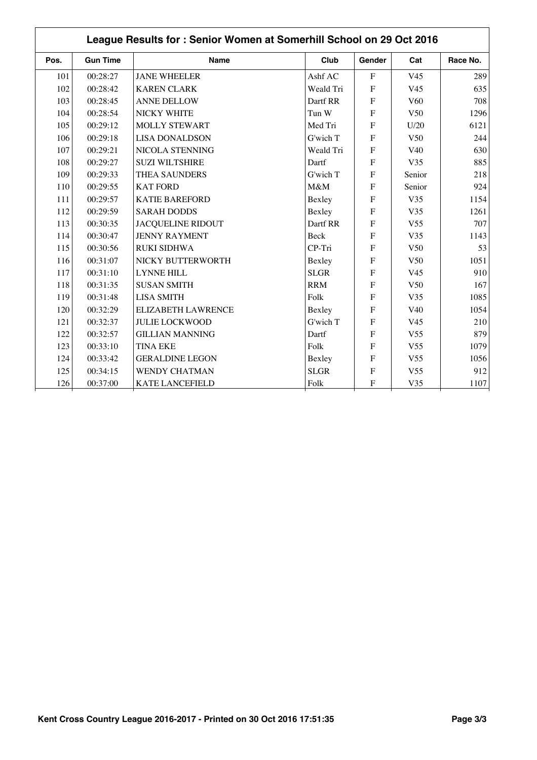## League Results for : Senior Women at Somerhill School on 29 Oct 2016

| Pos. | Gun Time | Name | Club | Gender | Cat | Race No. |
|---|---|---|---|---|---|---|
| 101 | 00:28:27 | JANE WHEELER | Ashf AC | F | V45 | 289 |
| 102 | 00:28:42 | KAREN CLARK | Weald Tri | F | V45 | 635 |
| 103 | 00:28:45 | ANNE DELLOW | Dartf RR | F | V60 | 708 |
| 104 | 00:28:54 | NICKY WHITE | Tun W | F | V50 | 1296 |
| 105 | 00:29:12 | MOLLY STEWART | Med Tri | F | U/20 | 6121 |
| 106 | 00:29:18 | LISA DONALDSON | G'wich T | F | V50 | 244 |
| 107 | 00:29:21 | NICOLA STENNING | Weald Tri | F | V40 | 630 |
| 108 | 00:29:27 | SUZI WILTSHIRE | Dartf | F | V35 | 885 |
| 109 | 00:29:33 | THEA SAUNDERS | G'wich T | F | Senior | 218 |
| 110 | 00:29:55 | KAT FORD | M&M | F | Senior | 924 |
| 111 | 00:29:57 | KATIE BAREFORD | Bexley | F | V35 | 1154 |
| 112 | 00:29:59 | SARAH DODDS | Bexley | F | V35 | 1261 |
| 113 | 00:30:35 | JACQUELINE RIDOUT | Dartf RR | F | V55 | 707 |
| 114 | 00:30:47 | JENNY RAYMENT | Beck | F | V35 | 1143 |
| 115 | 00:30:56 | RUKI SIDHWA | CP-Tri | F | V50 | 53 |
| 116 | 00:31:07 | NICKY BUTTERWORTH | Bexley | F | V50 | 1051 |
| 117 | 00:31:10 | LYNNE HILL | SLGR | F | V45 | 910 |
| 118 | 00:31:35 | SUSAN SMITH | RRM | F | V50 | 167 |
| 119 | 00:31:48 | LISA SMITH | Folk | F | V35 | 1085 |
| 120 | 00:32:29 | ELIZABETH LAWRENCE | Bexley | F | V40 | 1054 |
| 121 | 00:32:37 | JULIE LOCKWOOD | G'wich T | F | V45 | 210 |
| 122 | 00:32:57 | GILLIAN MANNING | Dartf | F | V55 | 879 |
| 123 | 00:33:10 | TINA EKE | Folk | F | V55 | 1079 |
| 124 | 00:33:42 | GERALDINE LEGON | Bexley | F | V55 | 1056 |
| 125 | 00:34:15 | WENDY CHATMAN | SLGR | F | V55 | 912 |
| 126 | 00:37:00 | KATE LANCEFIELD | Folk | F | V35 | 1107 |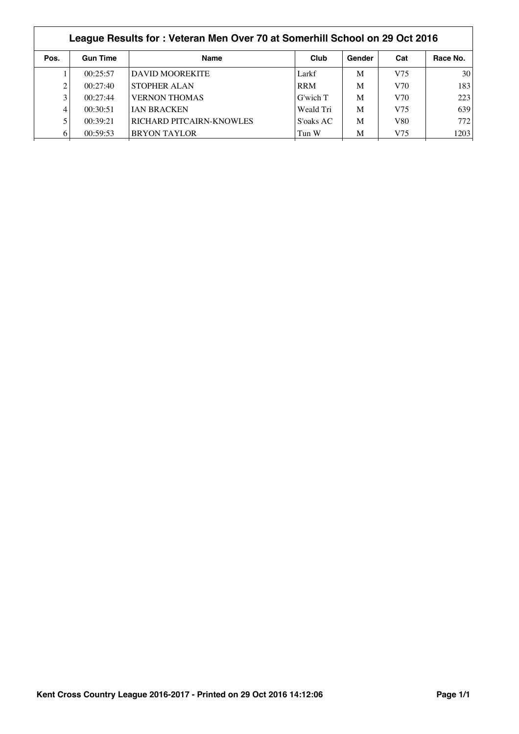## League Results for : Veteran Men Over 70 at Somerhill School on 29 Oct 2016

| Pos. | Gun Time | Name | Club | Gender | Cat | Race No. |
|---|---|---|---|---|---|---|
| 1 | 00:25:57 | DAVID MOOREKITE | Larkf | M | V75 | 30 |
| 2 | 00:27:40 | STOPHER ALAN | RRM | M | V70 | 183 |
| 3 | 00:27:44 | VERNON THOMAS | G'wich T | M | V70 | 223 |
| 4 | 00:30:51 | IAN BRACKEN | Weald Tri | M | V75 | 639 |
| 5 | 00:39:21 | RICHARD PITCAIRN-KNOWLES | S'oaks AC | M | V80 | 772 |
| 6 | 00:59:53 | BRYON TAYLOR | Tun W | M | V75 | 1203 |

Kent Cross Country League 2016-2017 - Printed on 29 Oct 2016 14:12:06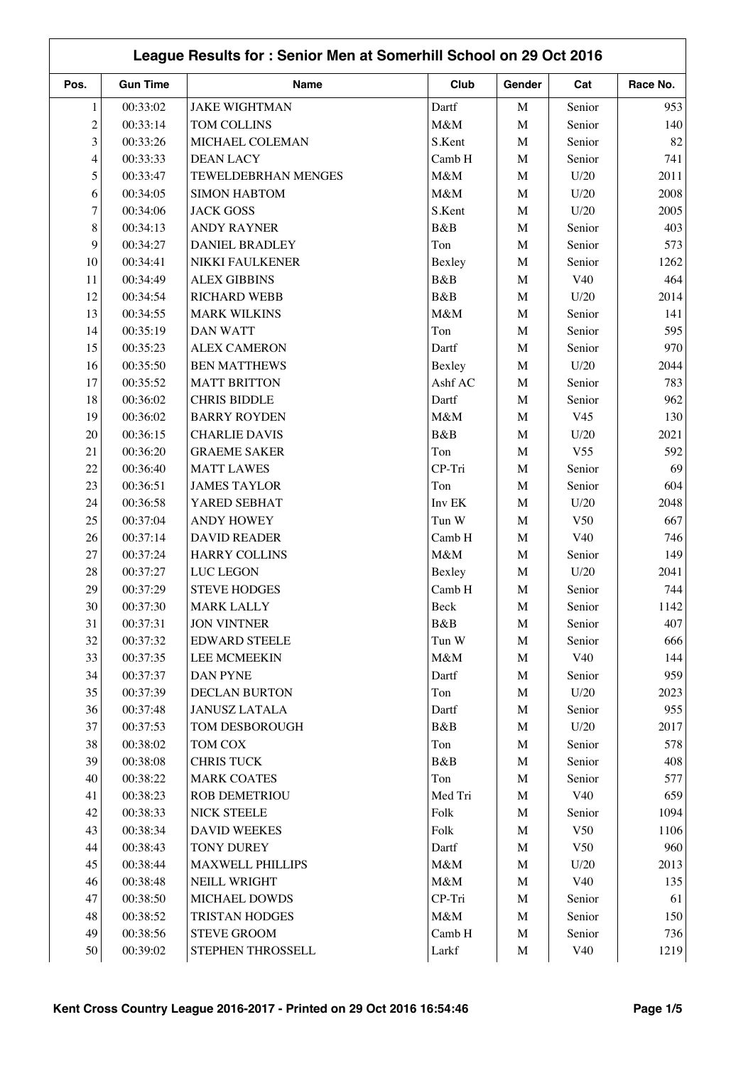## League Results for : Senior Men at Somerhill School on 29 Oct 2016

| Pos. | Gun Time | Name | Club | Gender | Cat | Race No. |
|---|---|---|---|---|---|---|
| 1 | 00:33:02 | JAKE WIGHTMAN | Dartf | M | Senior | 953 |
| 2 | 00:33:14 | TOM COLLINS | M&M | M | Senior | 140 |
| 3 | 00:33:26 | MICHAEL COLEMAN | S.Kent | M | Senior | 82 |
| 4 | 00:33:33 | DEAN LACY | Camb H | M | Senior | 741 |
| 5 | 00:33:47 | TEWELDEBRHAN MENGES | M&M | M | U/20 | 2011 |
| 6 | 00:34:05 | SIMON HABTOM | M&M | M | U/20 | 2008 |
| 7 | 00:34:06 | JACK GOSS | S.Kent | M | U/20 | 2005 |
| 8 | 00:34:13 | ANDY RAYNER | B&B | M | Senior | 403 |
| 9 | 00:34:27 | DANIEL BRADLEY | Ton | M | Senior | 573 |
| 10 | 00:34:41 | NIKKI FAULKENER | Bexley | M | Senior | 1262 |
| 11 | 00:34:49 | ALEX GIBBINS | B&B | M | V40 | 464 |
| 12 | 00:34:54 | RICHARD WEBB | B&B | M | U/20 | 2014 |
| 13 | 00:34:55 | MARK WILKINS | M&M | M | Senior | 141 |
| 14 | 00:35:19 | DAN WATT | Ton | M | Senior | 595 |
| 15 | 00:35:23 | ALEX CAMERON | Dartf | M | Senior | 970 |
| 16 | 00:35:50 | BEN MATTHEWS | Bexley | M | U/20 | 2044 |
| 17 | 00:35:52 | MATT BRITTON | Ashf AC | M | Senior | 783 |
| 18 | 00:36:02 | CHRIS BIDDLE | Dartf | M | Senior | 962 |
| 19 | 00:36:02 | BARRY ROYDEN | M&M | M | V45 | 130 |
| 20 | 00:36:15 | CHARLIE DAVIS | B&B | M | U/20 | 2021 |
| 21 | 00:36:20 | GRAEME SAKER | Ton | M | V55 | 592 |
| 22 | 00:36:40 | MATT LAWES | CP-Tri | M | Senior | 69 |
| 23 | 00:36:51 | JAMES TAYLOR | Ton | M | Senior | 604 |
| 24 | 00:36:58 | YARED SEBHAT | Inv EK | M | U/20 | 2048 |
| 25 | 00:37:04 | ANDY HOWEY | Tun W | M | V50 | 667 |
| 26 | 00:37:14 | DAVID READER | Camb H | M | V40 | 746 |
| 27 | 00:37:24 | HARRY COLLINS | M&M | M | Senior | 149 |
| 28 | 00:37:27 | LUC LEGON | Bexley | M | U/20 | 2041 |
| 29 | 00:37:29 | STEVE HODGES | Camb H | M | Senior | 744 |
| 30 | 00:37:30 | MARK LALLY | Beck | M | Senior | 1142 |
| 31 | 00:37:31 | JON VINTNER | B&B | M | Senior | 407 |
| 32 | 00:37:32 | EDWARD STEELE | Tun W | M | Senior | 666 |
| 33 | 00:37:35 | LEE MCMEEKIN | M&M | M | V40 | 144 |
| 34 | 00:37:37 | DAN PYNE | Dartf | M | Senior | 959 |
| 35 | 00:37:39 | DECLAN BURTON | Ton | M | U/20 | 2023 |
| 36 | 00:37:48 | JANUSZ LATALA | Dartf | M | Senior | 955 |
| 37 | 00:37:53 | TOM DESBOROUGH | B&B | M | U/20 | 2017 |
| 38 | 00:38:02 | TOM COX | Ton | M | Senior | 578 |
| 39 | 00:38:08 | CHRIS TUCK | B&B | M | Senior | 408 |
| 40 | 00:38:22 | MARK COATES | Ton | M | Senior | 577 |
| 41 | 00:38:23 | ROB DEMETRIOU | Med Tri | M | V40 | 659 |
| 42 | 00:38:33 | NICK STEELE | Folk | M | Senior | 1094 |
| 43 | 00:38:34 | DAVID WEEKES | Folk | M | V50 | 1106 |
| 44 | 00:38:43 | TONY DUREY | Dartf | M | V50 | 960 |
| 45 | 00:38:44 | MAXWELL PHILLIPS | M&M | M | U/20 | 2013 |
| 46 | 00:38:48 | NEILL WRIGHT | M&M | M | V40 | 135 |
| 47 | 00:38:50 | MICHAEL DOWDS | CP-Tri | M | Senior | 61 |
| 48 | 00:38:52 | TRISTAN HODGES | M&M | M | Senior | 150 |
| 49 | 00:38:56 | STEVE GROOM | Camb H | M | Senior | 736 |
| 50 | 00:39:02 | STEPHEN THROSSELL | Larkf | M | V40 | 1219 |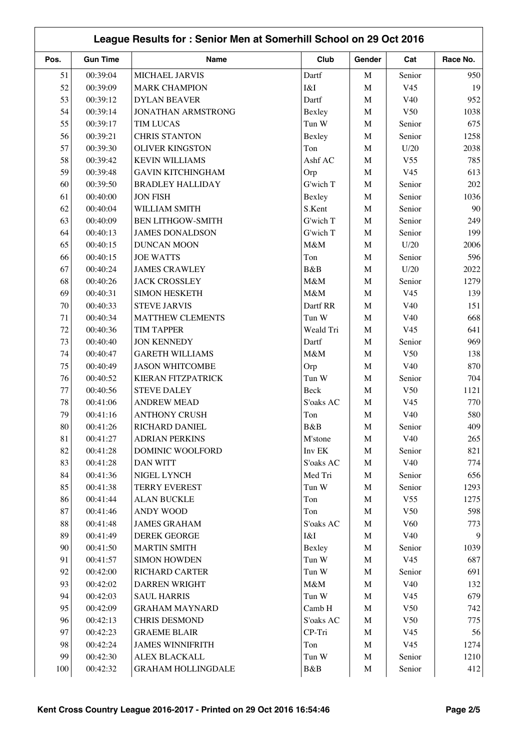## League Results for : Senior Men at Somerhill School on 29 Oct 2016

| Pos. | Gun Time | Name | Club | Gender | Cat | Race No. |
|---|---|---|---|---|---|---|
| 51 | 00:39:04 | MICHAEL JARVIS | Dartf | M | Senior | 950 |
| 52 | 00:39:09 | MARK CHAMPION | I&I | M | V45 | 19 |
| 53 | 00:39:12 | DYLAN BEAVER | Dartf | M | V40 | 952 |
| 54 | 00:39:14 | JONATHAN ARMSTRONG | Bexley | M | V50 | 1038 |
| 55 | 00:39:17 | TIM LUCAS | Tun W | M | Senior | 675 |
| 56 | 00:39:21 | CHRIS STANTON | Bexley | M | Senior | 1258 |
| 57 | 00:39:30 | OLIVER KINGSTON | Ton | M | U/20 | 2038 |
| 58 | 00:39:42 | KEVIN WILLIAMS | Ashf AC | M | V55 | 785 |
| 59 | 00:39:48 | GAVIN KITCHINGHAM | Orp | M | V45 | 613 |
| 60 | 00:39:50 | BRADLEY HALLIDAY | G'wich T | M | Senior | 202 |
| 61 | 00:40:00 | JON FISH | Bexley | M | Senior | 1036 |
| 62 | 00:40:04 | WILLIAM SMITH | S.Kent | M | Senior | 90 |
| 63 | 00:40:09 | BEN LITHGOW-SMITH | G'wich T | M | Senior | 249 |
| 64 | 00:40:13 | JAMES DONALDSON | G'wich T | M | Senior | 199 |
| 65 | 00:40:15 | DUNCAN MOON | M&M | M | U/20 | 2006 |
| 66 | 00:40:15 | JOE WATTS | Ton | M | Senior | 596 |
| 67 | 00:40:24 | JAMES CRAWLEY | B&B | M | U/20 | 2022 |
| 68 | 00:40:26 | JACK CROSSLEY | M&M | M | Senior | 1279 |
| 69 | 00:40:31 | SIMON HESKETH | M&M | M | V45 | 139 |
| 70 | 00:40:33 | STEVE JARVIS | Dartf RR | M | V40 | 151 |
| 71 | 00:40:34 | MATTHEW CLEMENTS | Tun W | M | V40 | 668 |
| 72 | 00:40:36 | TIM TAPPER | Weald Tri | M | V45 | 641 |
| 73 | 00:40:40 | JON KENNEDY | Dartf | M | Senior | 969 |
| 74 | 00:40:47 | GARETH WILLIAMS | M&M | M | V50 | 138 |
| 75 | 00:40:49 | JASON WHITCOMBE | Orp | M | V40 | 870 |
| 76 | 00:40:52 | KIERAN FITZPATRICK | Tun W | M | Senior | 704 |
| 77 | 00:40:56 | STEVE DALEY | Beck | M | V50 | 1121 |
| 78 | 00:41:06 | ANDREW MEAD | S'oaks AC | M | V45 | 770 |
| 79 | 00:41:16 | ANTHONY CRUSH | Ton | M | V40 | 580 |
| 80 | 00:41:26 | RICHARD DANIEL | B&B | M | Senior | 409 |
| 81 | 00:41:27 | ADRIAN PERKINS | M'stone | M | V40 | 265 |
| 82 | 00:41:28 | DOMINIC WOOLFORD | Inv EK | M | Senior | 821 |
| 83 | 00:41:28 | DAN WITT | S'oaks AC | M | V40 | 774 |
| 84 | 00:41:36 | NIGEL LYNCH | Med Tri | M | Senior | 656 |
| 85 | 00:41:38 | TERRY EVEREST | Tun W | M | Senior | 1293 |
| 86 | 00:41:44 | ALAN BUCKLE | Ton | M | V55 | 1275 |
| 87 | 00:41:46 | ANDY WOOD | Ton | M | V50 | 598 |
| 88 | 00:41:48 | JAMES GRAHAM | S'oaks AC | M | V60 | 773 |
| 89 | 00:41:49 | DEREK GEORGE | I&I | M | V40 | 9 |
| 90 | 00:41:50 | MARTIN SMITH | Bexley | M | Senior | 1039 |
| 91 | 00:41:57 | SIMON HOWDEN | Tun W | M | V45 | 687 |
| 92 | 00:42:00 | RICHARD CARTER | Tun W | M | Senior | 691 |
| 93 | 00:42:02 | DARREN WRIGHT | M&M | M | V40 | 132 |
| 94 | 00:42:03 | SAUL HARRIS | Tun W | M | V45 | 679 |
| 95 | 00:42:09 | GRAHAM MAYNARD | Camb H | M | V50 | 742 |
| 96 | 00:42:13 | CHRIS DESMOND | S'oaks AC | M | V50 | 775 |
| 97 | 00:42:23 | GRAEME BLAIR | CP-Tri | M | V45 | 56 |
| 98 | 00:42:24 | JAMES WINNIFRITH | Ton | M | V45 | 1274 |
| 99 | 00:42:30 | ALEX BLACKALL | Tun W | M | Senior | 1210 |
| 100 | 00:42:32 | GRAHAM HOLLINGDALE | B&B | M | Senior | 412 |

Kent Cross Country League 2016-2017 - Printed on 29 Oct 2016 16:54:46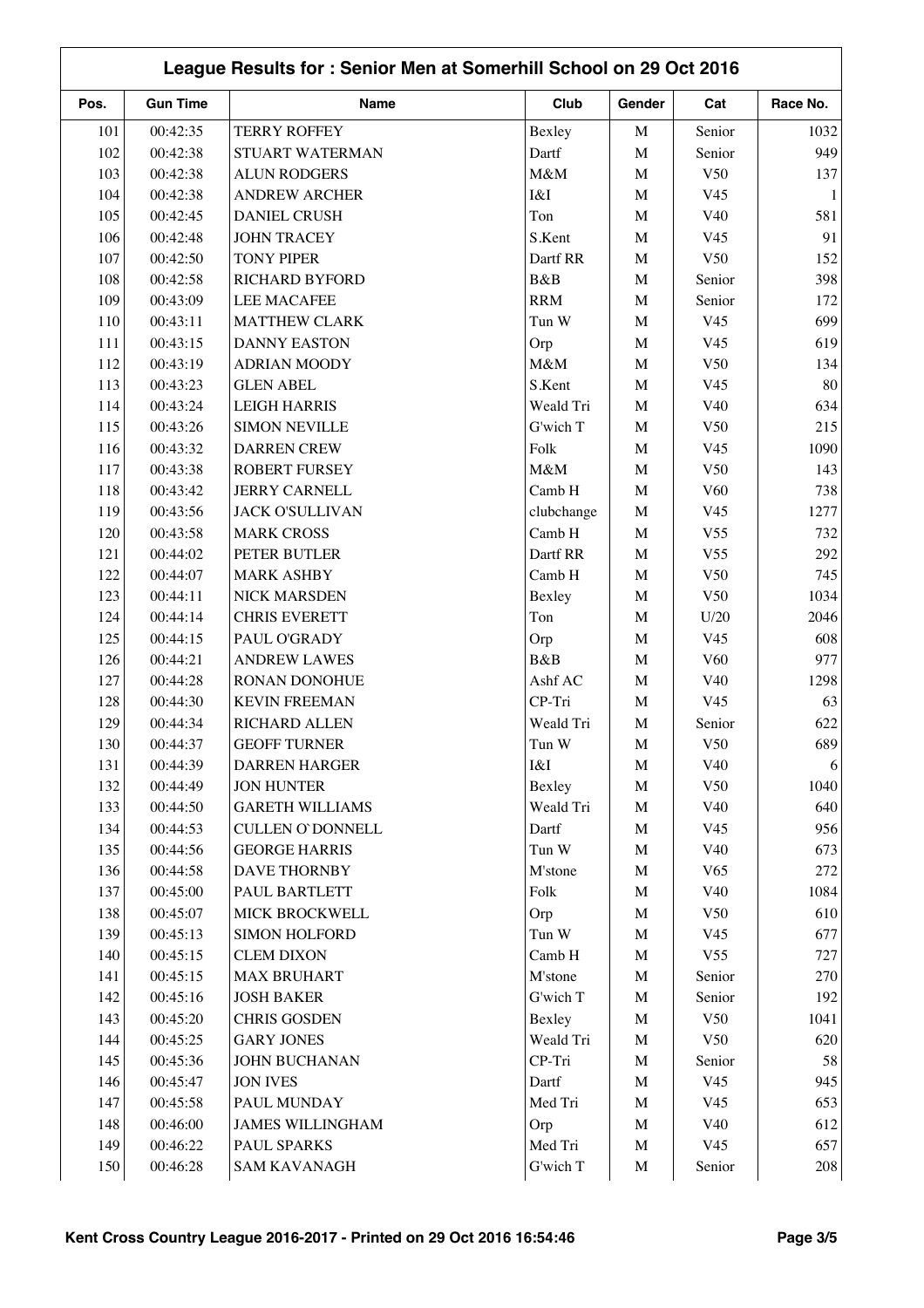## League Results for : Senior Men at Somerhill School on 29 Oct 2016

| Pos. | Gun Time | Name | Club | Gender | Cat | Race No. |
|---|---|---|---|---|---|---|
| 101 | 00:42:35 | TERRY ROFFEY | Bexley | M | Senior | 1032 |
| 102 | 00:42:38 | STUART WATERMAN | Dartf | M | Senior | 949 |
| 103 | 00:42:38 | ALUN RODGERS | M&M | M | V50 | 137 |
| 104 | 00:42:38 | ANDREW ARCHER | I&I | M | V45 | 1 |
| 105 | 00:42:45 | DANIEL CRUSH | Ton | M | V40 | 581 |
| 106 | 00:42:48 | JOHN TRACEY | S.Kent | M | V45 | 91 |
| 107 | 00:42:50 | TONY PIPER | Dartf RR | M | V50 | 152 |
| 108 | 00:42:58 | RICHARD BYFORD | B&B | M | Senior | 398 |
| 109 | 00:43:09 | LEE MACAFEE | RRM | M | Senior | 172 |
| 110 | 00:43:11 | MATTHEW CLARK | Tun W | M | V45 | 699 |
| 111 | 00:43:15 | DANNY EASTON | Orp | M | V45 | 619 |
| 112 | 00:43:19 | ADRIAN MOODY | M&M | M | V50 | 134 |
| 113 | 00:43:23 | GLEN ABEL | S.Kent | M | V45 | 80 |
| 114 | 00:43:24 | LEIGH HARRIS | Weald Tri | M | V40 | 634 |
| 115 | 00:43:26 | SIMON NEVILLE | G'wich T | M | V50 | 215 |
| 116 | 00:43:32 | DARREN CREW | Folk | M | V45 | 1090 |
| 117 | 00:43:38 | ROBERT FURSEY | M&M | M | V50 | 143 |
| 118 | 00:43:42 | JERRY CARNELL | Camb H | M | V60 | 738 |
| 119 | 00:43:56 | JACK O'SULLIVAN | clubchange | M | V45 | 1277 |
| 120 | 00:43:58 | MARK CROSS | Camb H | M | V55 | 732 |
| 121 | 00:44:02 | PETER BUTLER | Dartf RR | M | V55 | 292 |
| 122 | 00:44:07 | MARK ASHBY | Camb H | M | V50 | 745 |
| 123 | 00:44:11 | NICK MARSDEN | Bexley | M | V50 | 1034 |
| 124 | 00:44:14 | CHRIS EVERETT | Ton | M | U/20 | 2046 |
| 125 | 00:44:15 | PAUL O'GRADY | Orp | M | V45 | 608 |
| 126 | 00:44:21 | ANDREW LAWES | B&B | M | V60 | 977 |
| 127 | 00:44:28 | RONAN DONOHUE | Ashf AC | M | V40 | 1298 |
| 128 | 00:44:30 | KEVIN FREEMAN | CP-Tri | M | V45 | 63 |
| 129 | 00:44:34 | RICHARD ALLEN | Weald Tri | M | Senior | 622 |
| 130 | 00:44:37 | GEOFF TURNER | Tun W | M | V50 | 689 |
| 131 | 00:44:39 | DARREN HARGER | I&I | M | V40 | 6 |
| 132 | 00:44:49 | JON HUNTER | Bexley | M | V50 | 1040 |
| 133 | 00:44:50 | GARETH WILLIAMS | Weald Tri | M | V40 | 640 |
| 134 | 00:44:53 | CULLEN O`DONNELL | Dartf | M | V45 | 956 |
| 135 | 00:44:56 | GEORGE HARRIS | Tun W | M | V40 | 673 |
| 136 | 00:44:58 | DAVE THORNBY | M'stone | M | V65 | 272 |
| 137 | 00:45:00 | PAUL BARTLETT | Folk | M | V40 | 1084 |
| 138 | 00:45:07 | MICK BROCKWELL | Orp | M | V50 | 610 |
| 139 | 00:45:13 | SIMON HOLFORD | Tun W | M | V45 | 677 |
| 140 | 00:45:15 | CLEM DIXON | Camb H | M | V55 | 727 |
| 141 | 00:45:15 | MAX BRUHART | M'stone | M | Senior | 270 |
| 142 | 00:45:16 | JOSH BAKER | G'wich T | M | Senior | 192 |
| 143 | 00:45:20 | CHRIS GOSDEN | Bexley | M | V50 | 1041 |
| 144 | 00:45:25 | GARY JONES | Weald Tri | M | V50 | 620 |
| 145 | 00:45:36 | JOHN BUCHANAN | CP-Tri | M | Senior | 58 |
| 146 | 00:45:47 | JON IVES | Dartf | M | V45 | 945 |
| 147 | 00:45:58 | PAUL MUNDAY | Med Tri | M | V45 | 653 |
| 148 | 00:46:00 | JAMES WILLINGHAM | Orp | M | V40 | 612 |
| 149 | 00:46:22 | PAUL SPARKS | Med Tri | M | V45 | 657 |
| 150 | 00:46:28 | SAM KAVANAGH | G'wich T | M | Senior | 208 |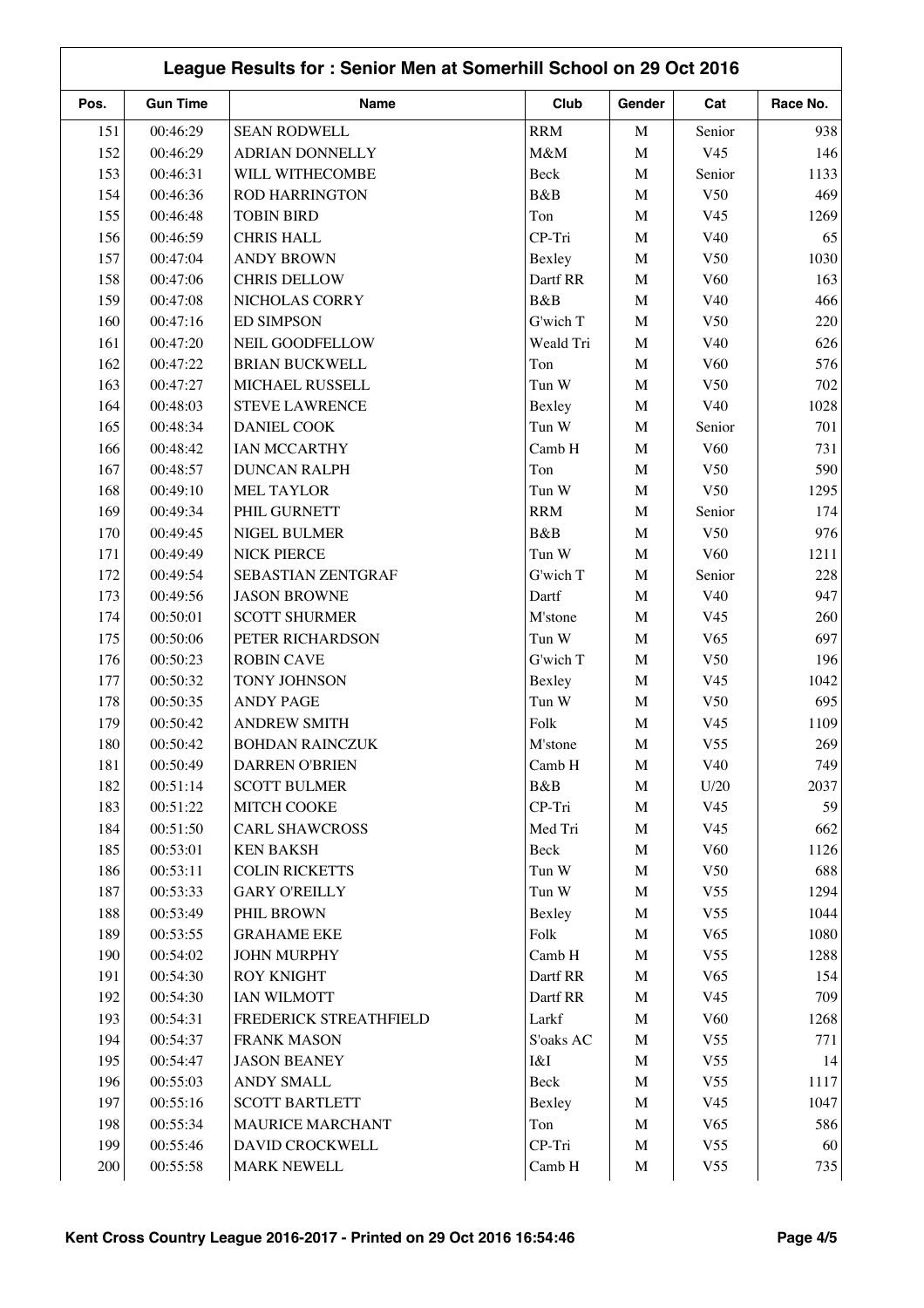## League Results for : Senior Men at Somerhill School on 29 Oct 2016

| Pos. | Gun Time | Name | Club | Gender | Cat | Race No. |
|---|---|---|---|---|---|---|
| 151 | 00:46:29 | SEAN RODWELL | RRM | M | Senior | 938 |
| 152 | 00:46:29 | ADRIAN DONNELLY | M&M | M | V45 | 146 |
| 153 | 00:46:31 | WILL WITHECOMBE | Beck | M | Senior | 1133 |
| 154 | 00:46:36 | ROD HARRINGTON | B&B | M | V50 | 469 |
| 155 | 00:46:48 | TOBIN BIRD | Ton | M | V45 | 1269 |
| 156 | 00:46:59 | CHRIS HALL | CP-Tri | M | V40 | 65 |
| 157 | 00:47:04 | ANDY BROWN | Bexley | M | V50 | 1030 |
| 158 | 00:47:06 | CHRIS DELLOW | Dartf RR | M | V60 | 163 |
| 159 | 00:47:08 | NICHOLAS CORRY | B&B | M | V40 | 466 |
| 160 | 00:47:16 | ED SIMPSON | G'wich T | M | V50 | 220 |
| 161 | 00:47:20 | NEIL GOODFELLOW | Weald Tri | M | V40 | 626 |
| 162 | 00:47:22 | BRIAN BUCKWELL | Ton | M | V60 | 576 |
| 163 | 00:47:27 | MICHAEL RUSSELL | Tun W | M | V50 | 702 |
| 164 | 00:48:03 | STEVE LAWRENCE | Bexley | M | V40 | 1028 |
| 165 | 00:48:34 | DANIEL COOK | Tun W | M | Senior | 701 |
| 166 | 00:48:42 | IAN MCCARTHY | Camb H | M | V60 | 731 |
| 167 | 00:48:57 | DUNCAN RALPH | Ton | M | V50 | 590 |
| 168 | 00:49:10 | MEL TAYLOR | Tun W | M | V50 | 1295 |
| 169 | 00:49:34 | PHIL GURNETT | RRM | M | Senior | 174 |
| 170 | 00:49:45 | NIGEL BULMER | B&B | M | V50 | 976 |
| 171 | 00:49:49 | NICK PIERCE | Tun W | M | V60 | 1211 |
| 172 | 00:49:54 | SEBASTIAN ZENTGRAF | G'wich T | M | Senior | 228 |
| 173 | 00:49:56 | JASON BROWNE | Dartf | M | V40 | 947 |
| 174 | 00:50:01 | SCOTT SHURMER | M'stone | M | V45 | 260 |
| 175 | 00:50:06 | PETER RICHARDSON | Tun W | M | V65 | 697 |
| 176 | 00:50:23 | ROBIN CAVE | G'wich T | M | V50 | 196 |
| 177 | 00:50:32 | TONY JOHNSON | Bexley | M | V45 | 1042 |
| 178 | 00:50:35 | ANDY PAGE | Tun W | M | V50 | 695 |
| 179 | 00:50:42 | ANDREW SMITH | Folk | M | V45 | 1109 |
| 180 | 00:50:42 | BOHDAN RAINCZUK | M'stone | M | V55 | 269 |
| 181 | 00:50:49 | DARREN O'BRIEN | Camb H | M | V40 | 749 |
| 182 | 00:51:14 | SCOTT BULMER | B&B | M | U/20 | 2037 |
| 183 | 00:51:22 | MITCH COOKE | CP-Tri | M | V45 | 59 |
| 184 | 00:51:50 | CARL SHAWCROSS | Med Tri | M | V45 | 662 |
| 185 | 00:53:01 | KEN BAKSH | Beck | M | V60 | 1126 |
| 186 | 00:53:11 | COLIN RICKETTS | Tun W | M | V50 | 688 |
| 187 | 00:53:33 | GARY O'REILLY | Tun W | M | V55 | 1294 |
| 188 | 00:53:49 | PHIL BROWN | Bexley | M | V55 | 1044 |
| 189 | 00:53:55 | GRAHAME EKE | Folk | M | V65 | 1080 |
| 190 | 00:54:02 | JOHN MURPHY | Camb H | M | V55 | 1288 |
| 191 | 00:54:30 | ROY KNIGHT | Dartf RR | M | V65 | 154 |
| 192 | 00:54:30 | IAN WILMOTT | Dartf RR | M | V45 | 709 |
| 193 | 00:54:31 | FREDERICK STREATHFIELD | Larkf | M | V60 | 1268 |
| 194 | 00:54:37 | FRANK MASON | S'oaks AC | M | V55 | 771 |
| 195 | 00:54:47 | JASON BEANEY | I&I | M | V55 | 14 |
| 196 | 00:55:03 | ANDY SMALL | Beck | M | V55 | 1117 |
| 197 | 00:55:16 | SCOTT BARTLETT | Bexley | M | V45 | 1047 |
| 198 | 00:55:34 | MAURICE MARCHANT | Ton | M | V65 | 586 |
| 199 | 00:55:46 | DAVID CROCKWELL | CP-Tri | M | V55 | 60 |
| 200 | 00:55:58 | MARK NEWELL | Camb H | M | V55 | 735 |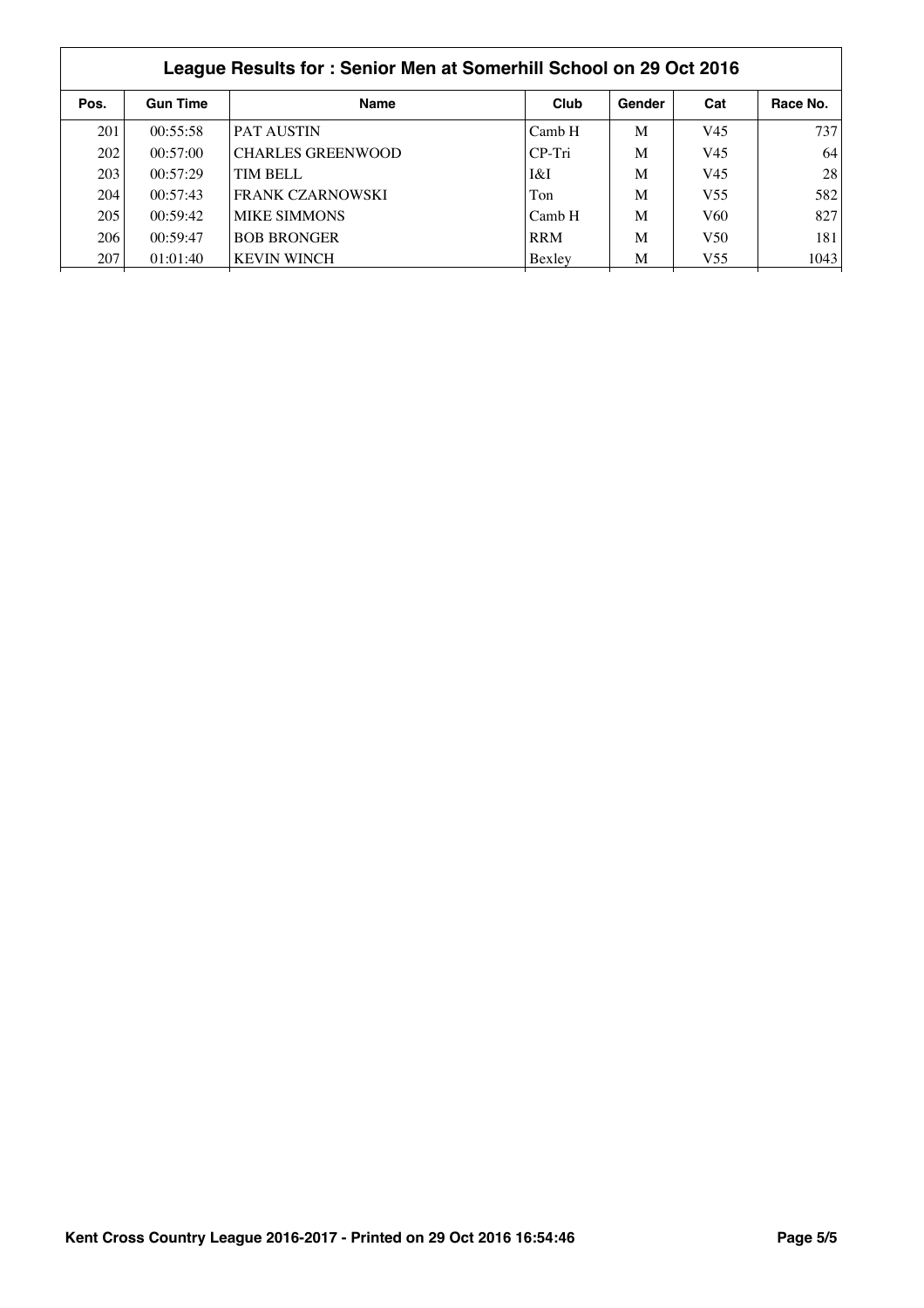## League Results for : Senior Men at Somerhill School on 29 Oct 2016

| Pos. | Gun Time | Name | Club | Gender | Cat | Race No. |
|---|---|---|---|---|---|---|
| 201 | 00:55:58 | PAT AUSTIN | Camb H | M | V45 | 737 |
| 202 | 00:57:00 | CHARLES GREENWOOD | CP-Tri | M | V45 | 64 |
| 203 | 00:57:29 | TIM BELL | I&I | M | V45 | 28 |
| 204 | 00:57:43 | FRANK CZARNOWSKI | Ton | M | V55 | 582 |
| 205 | 00:59:42 | MIKE SIMMONS | Camb H | M | V60 | 827 |
| 206 | 00:59:47 | BOB BRONGER | RRM | M | V50 | 181 |
| 207 | 01:01:40 | KEVIN WINCH | Bexley | M | V55 | 1043 |